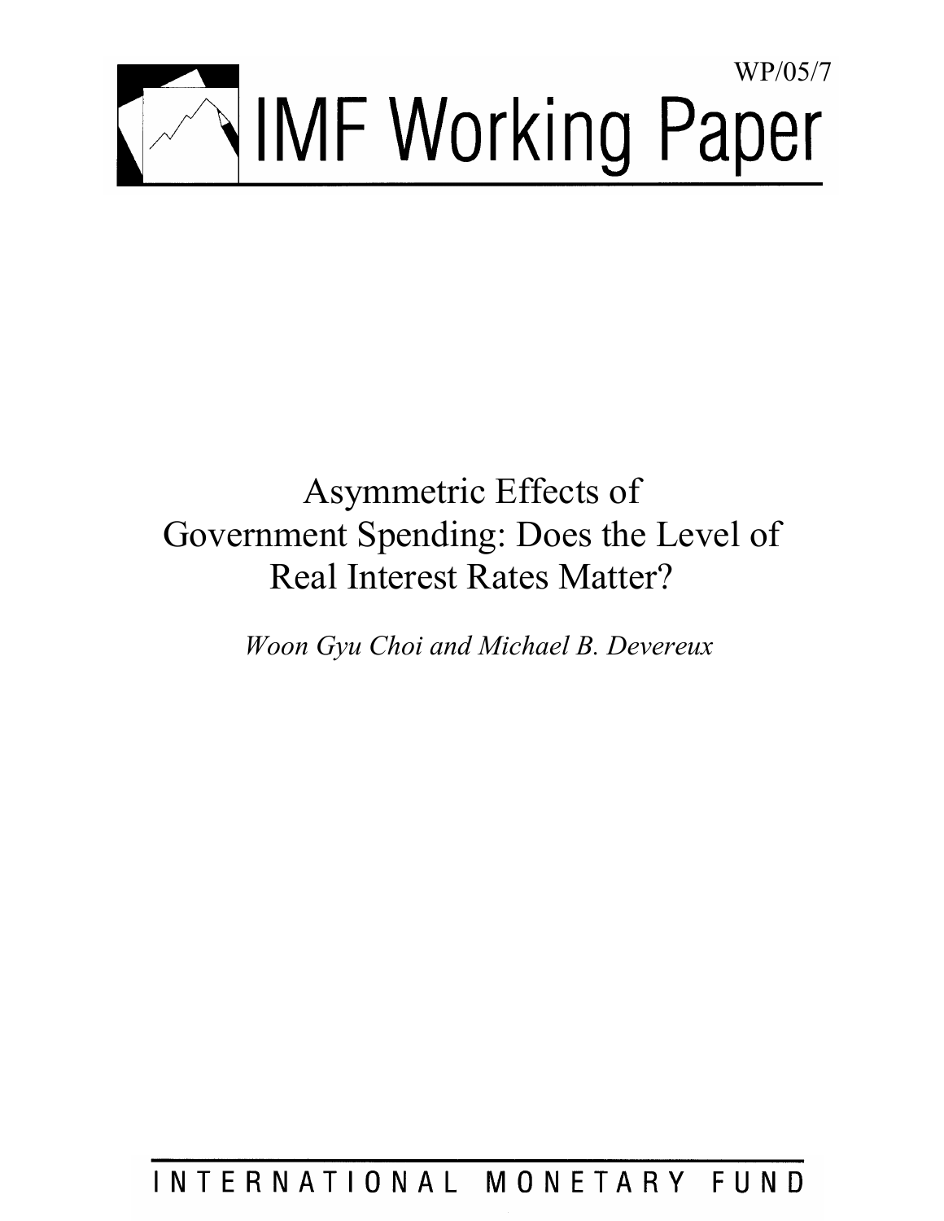WP/05/7

# IMF Working Paper

# Asymmetric Effects of Government Spending: Does the Level of Real Interest Rates Matter?

*Woon Gyu Choi and Michael B. Devereux*

INTERNATIONAL MONETARY FUND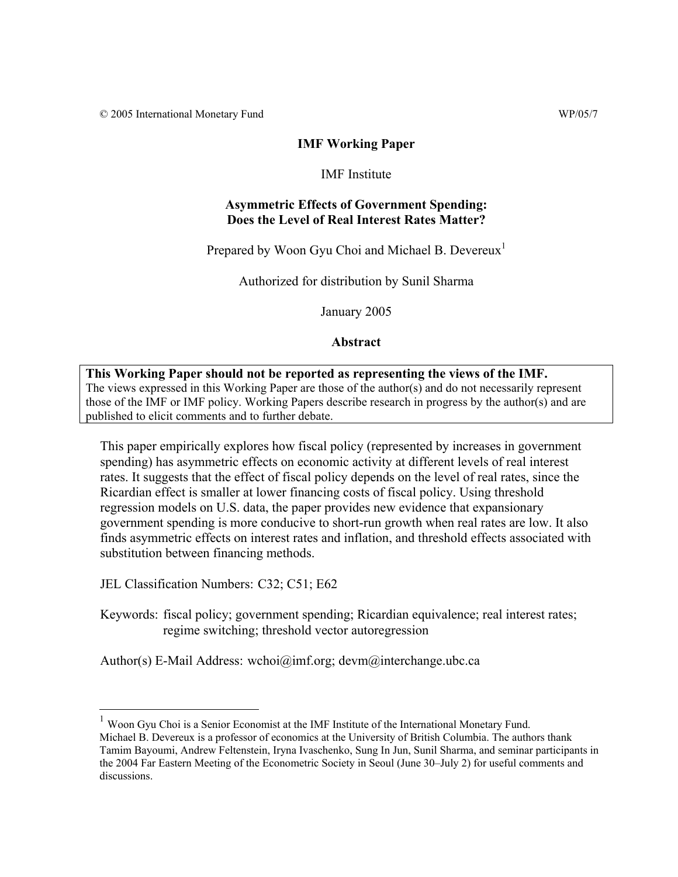© 2005 International Monetary Fund WP/05/7

**IMF Working Paper**

IMF Institute

**Asymmetric Effects of Government Spending: Does the Level of Real Interest Rates Matter?**

Prepared by Woon Gyu Choi and Michael B. Devereux[1]

Authorized for distribution by Sunil Sharma

January 2005

**Abstract**

**This Working Paper should not be reported as representing the views of the IMF.**
The views expressed in this Working Paper are those of the author(s) and do not necessarily represent those of the IMF or IMF policy. Working Papers describe research in progress by the author(s) and are published to elicit comments and to further debate.

This paper empirically explores how fiscal policy (represented by increases in government spending) has asymmetric effects on economic activity at different levels of real interest rates. It suggests that the effect of fiscal policy depends on the level of real rates, since the Ricardian effect is smaller at lower financing costs of fiscal policy. Using threshold regression models on U.S. data, the paper provides new evidence that expansionary government spending is more conducive to short-run growth when real rates are low. It also finds asymmetric effects on interest rates and inflation, and threshold effects associated with substitution between financing methods.

JEL Classification Numbers: C32; C51; E62

Keywords: fiscal policy; government spending; Ricardian equivalence; real interest rates; regime switching; threshold vector autoregression

Author(s) E-Mail Address: wchoi@imf.org; devm@interchange.ubc.ca

[1] Woon Gyu Choi is a Senior Economist at the IMF Institute of the International Monetary Fund. Michael B. Devereux is a professor of economics at the University of British Columbia. The authors thank Tamim Bayoumi, Andrew Feltenstein, Iryna Ivaschenko, Sung In Jun, Sunil Sharma, and seminar participants in the 2004 Far Eastern Meeting of the Econometric Society in Seoul (June 30–July 2) for useful comments and discussions.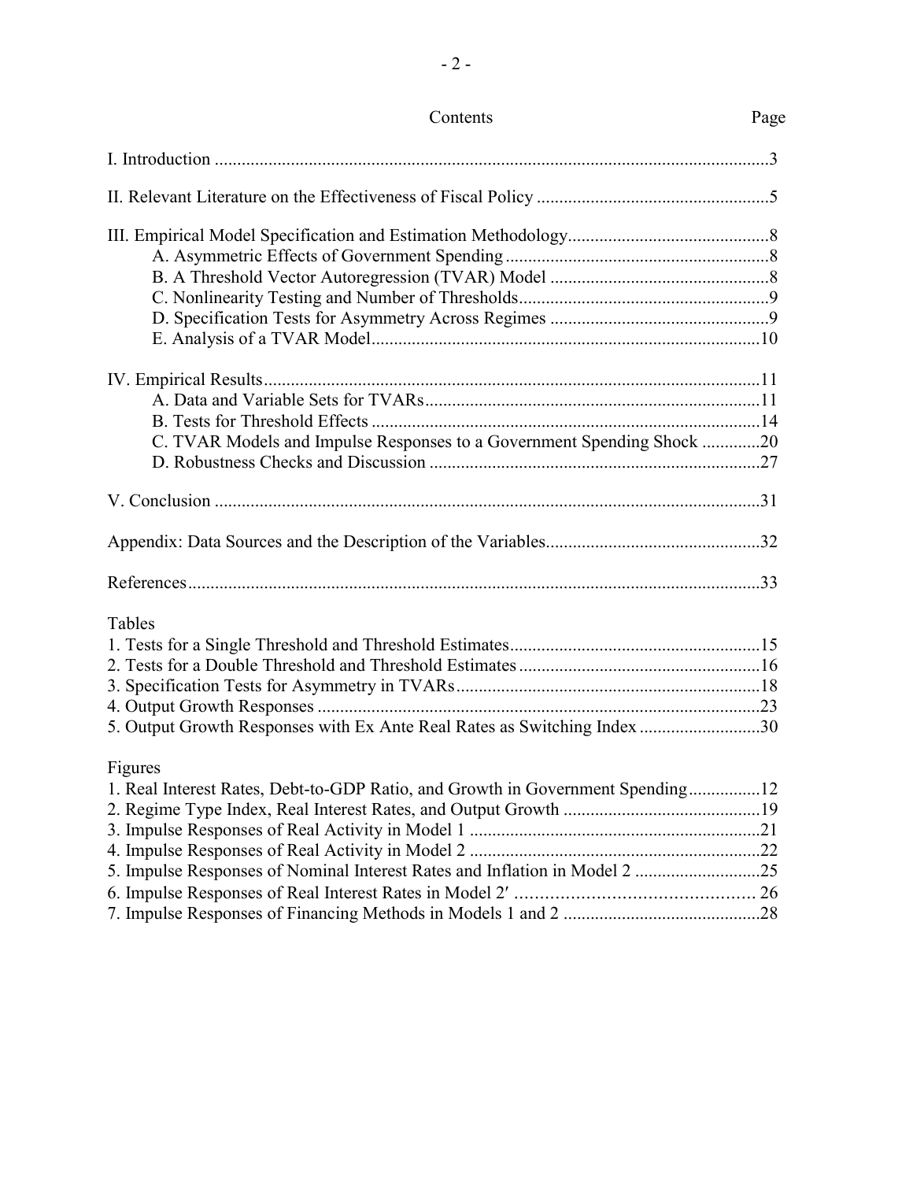Contents Page

I. Introduction ... 3

II. Relevant Literature on the Effectiveness of Fiscal Policy ... 5

III. Empirical Model Specification and Estimation Methodology ... 8
- A. Asymmetric Effects of Government Spending ... 8
- B. A Threshold Vector Autoregression (TVAR) Model ... 8
- C. Nonlinearity Testing and Number of Thresholds ... 9
- D. Specification Tests for Asymmetry Across Regimes ... 9
- E. Analysis of a TVAR Model ... 10

IV. Empirical Results ... 11
- A. Data and Variable Sets for TVARs ... 11
- B. Tests for Threshold Effects ... 14
- C. TVAR Models and Impulse Responses to a Government Spending Shock ... 20
- D. Robustness Checks and Discussion ... 27

V. Conclusion ... 31

Appendix: Data Sources and the Description of the Variables ... 32

References ... 33

Tables
1. Tests for a Single Threshold and Threshold Estimates ... 15
2. Tests for a Double Threshold and Threshold Estimates ... 16
3. Specification Tests for Asymmetry in TVARs ... 18
4. Output Growth Responses ... 23
5. Output Growth Responses with Ex Ante Real Rates as Switching Index ... 30

Figures
1. Real Interest Rates, Debt-to-GDP Ratio, and Growth in Government Spending ... 12
2. Regime Type Index, Real Interest Rates, and Output Growth ... 19
3. Impulse Responses of Real Activity in Model 1 ... 21
4. Impulse Responses of Real Activity in Model 2 ... 22
5. Impulse Responses of Nominal Interest Rates and Inflation in Model 2 ... 25
6. Impulse Responses of Real Interest Rates in Model 2′ ... 26
7. Impulse Responses of Financing Methods in Models 1 and 2 ... 28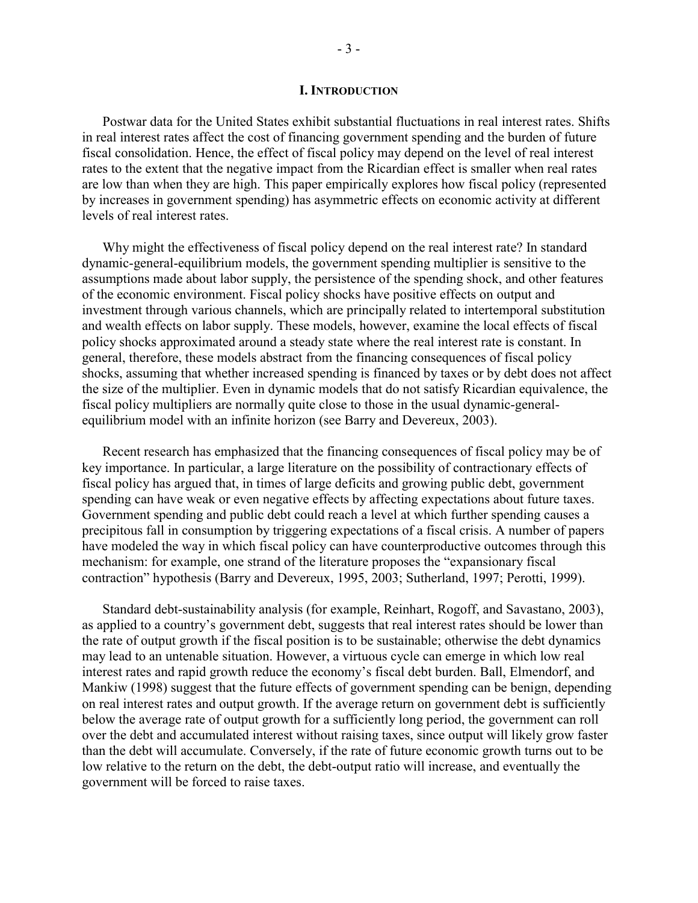# I. Introduction

Postwar data for the United States exhibit substantial fluctuations in real interest rates. Shifts in real interest rates affect the cost of financing government spending and the burden of future fiscal consolidation. Hence, the effect of fiscal policy may depend on the level of real interest rates to the extent that the negative impact from the Ricardian effect is smaller when real rates are low than when they are high. This paper empirically explores how fiscal policy (represented by increases in government spending) has asymmetric effects on economic activity at different levels of real interest rates.

Why might the effectiveness of fiscal policy depend on the real interest rate? In standard dynamic-general-equilibrium models, the government spending multiplier is sensitive to the assumptions made about labor supply, the persistence of the spending shock, and other features of the economic environment. Fiscal policy shocks have positive effects on output and investment through various channels, which are principally related to intertemporal substitution and wealth effects on labor supply. These models, however, examine the local effects of fiscal policy shocks approximated around a steady state where the real interest rate is constant. In general, therefore, these models abstract from the financing consequences of fiscal policy shocks, assuming that whether increased spending is financed by taxes or by debt does not affect the size of the multiplier. Even in dynamic models that do not satisfy Ricardian equivalence, the fiscal policy multipliers are normally quite close to those in the usual dynamic-general-equilibrium model with an infinite horizon (see Barry and Devereux, 2003).

Recent research has emphasized that the financing consequences of fiscal policy may be of key importance. In particular, a large literature on the possibility of contractionary effects of fiscal policy has argued that, in times of large deficits and growing public debt, government spending can have weak or even negative effects by affecting expectations about future taxes. Government spending and public debt could reach a level at which further spending causes a precipitous fall in consumption by triggering expectations of a fiscal crisis. A number of papers have modeled the way in which fiscal policy can have counterproductive outcomes through this mechanism: for example, one strand of the literature proposes the "expansionary fiscal contraction" hypothesis (Barry and Devereux, 1995, 2003; Sutherland, 1997; Perotti, 1999).

Standard debt-sustainability analysis (for example, Reinhart, Rogoff, and Savastano, 2003), as applied to a country's government debt, suggests that real interest rates should be lower than the rate of output growth if the fiscal position is to be sustainable; otherwise the debt dynamics may lead to an untenable situation. However, a virtuous cycle can emerge in which low real interest rates and rapid growth reduce the economy's fiscal debt burden. Ball, Elmendorf, and Mankiw (1998) suggest that the future effects of government spending can be benign, depending on real interest rates and output growth. If the average return on government debt is sufficiently below the average rate of output growth for a sufficiently long period, the government can roll over the debt and accumulated interest without raising taxes, since output will likely grow faster than the debt will accumulate. Conversely, if the rate of future economic growth turns out to be low relative to the return on the debt, the debt-output ratio will increase, and eventually the government will be forced to raise taxes.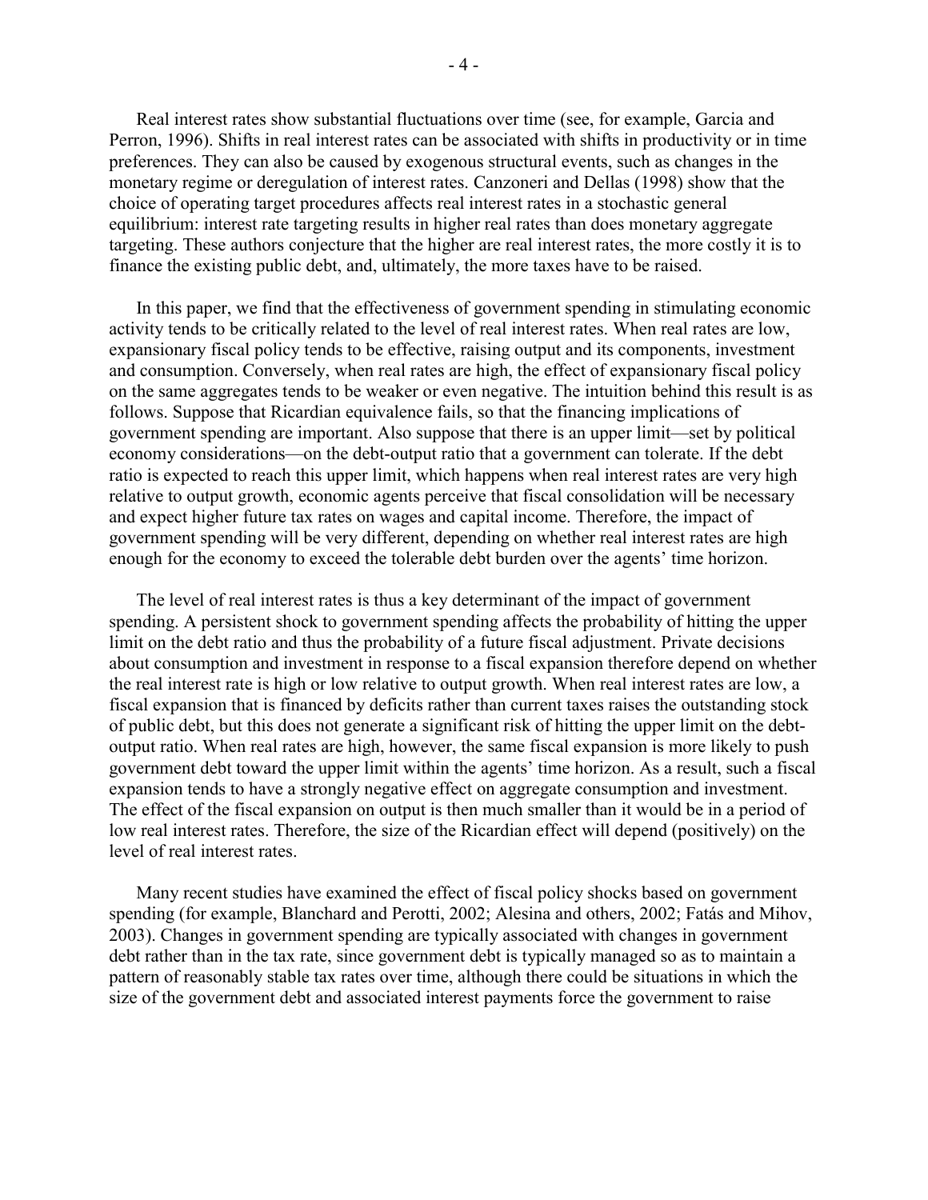Real interest rates show substantial fluctuations over time (see, for example, Garcia and Perron, 1996). Shifts in real interest rates can be associated with shifts in productivity or in time preferences. They can also be caused by exogenous structural events, such as changes in the monetary regime or deregulation of interest rates. Canzoneri and Dellas (1998) show that the choice of operating target procedures affects real interest rates in a stochastic general equilibrium: interest rate targeting results in higher real rates than does monetary aggregate targeting. These authors conjecture that the higher are real interest rates, the more costly it is to finance the existing public debt, and, ultimately, the more taxes have to be raised.

In this paper, we find that the effectiveness of government spending in stimulating economic activity tends to be critically related to the level of real interest rates. When real rates are low, expansionary fiscal policy tends to be effective, raising output and its components, investment and consumption. Conversely, when real rates are high, the effect of expansionary fiscal policy on the same aggregates tends to be weaker or even negative. The intuition behind this result is as follows. Suppose that Ricardian equivalence fails, so that the financing implications of government spending are important. Also suppose that there is an upper limit—set by political economy considerations—on the debt-output ratio that a government can tolerate. If the debt ratio is expected to reach this upper limit, which happens when real interest rates are very high relative to output growth, economic agents perceive that fiscal consolidation will be necessary and expect higher future tax rates on wages and capital income. Therefore, the impact of government spending will be very different, depending on whether real interest rates are high enough for the economy to exceed the tolerable debt burden over the agents' time horizon.

The level of real interest rates is thus a key determinant of the impact of government spending. A persistent shock to government spending affects the probability of hitting the upper limit on the debt ratio and thus the probability of a future fiscal adjustment. Private decisions about consumption and investment in response to a fiscal expansion therefore depend on whether the real interest rate is high or low relative to output growth. When real interest rates are low, a fiscal expansion that is financed by deficits rather than current taxes raises the outstanding stock of public debt, but this does not generate a significant risk of hitting the upper limit on the debt-output ratio. When real rates are high, however, the same fiscal expansion is more likely to push government debt toward the upper limit within the agents' time horizon. As a result, such a fiscal expansion tends to have a strongly negative effect on aggregate consumption and investment. The effect of the fiscal expansion on output is then much smaller than it would be in a period of low real interest rates. Therefore, the size of the Ricardian effect will depend (positively) on the level of real interest rates.

Many recent studies have examined the effect of fiscal policy shocks based on government spending (for example, Blanchard and Perotti, 2002; Alesina and others, 2002; Fatás and Mihov, 2003). Changes in government spending are typically associated with changes in government debt rather than in the tax rate, since government debt is typically managed so as to maintain a pattern of reasonably stable tax rates over time, although there could be situations in which the size of the government debt and associated interest payments force the government to raise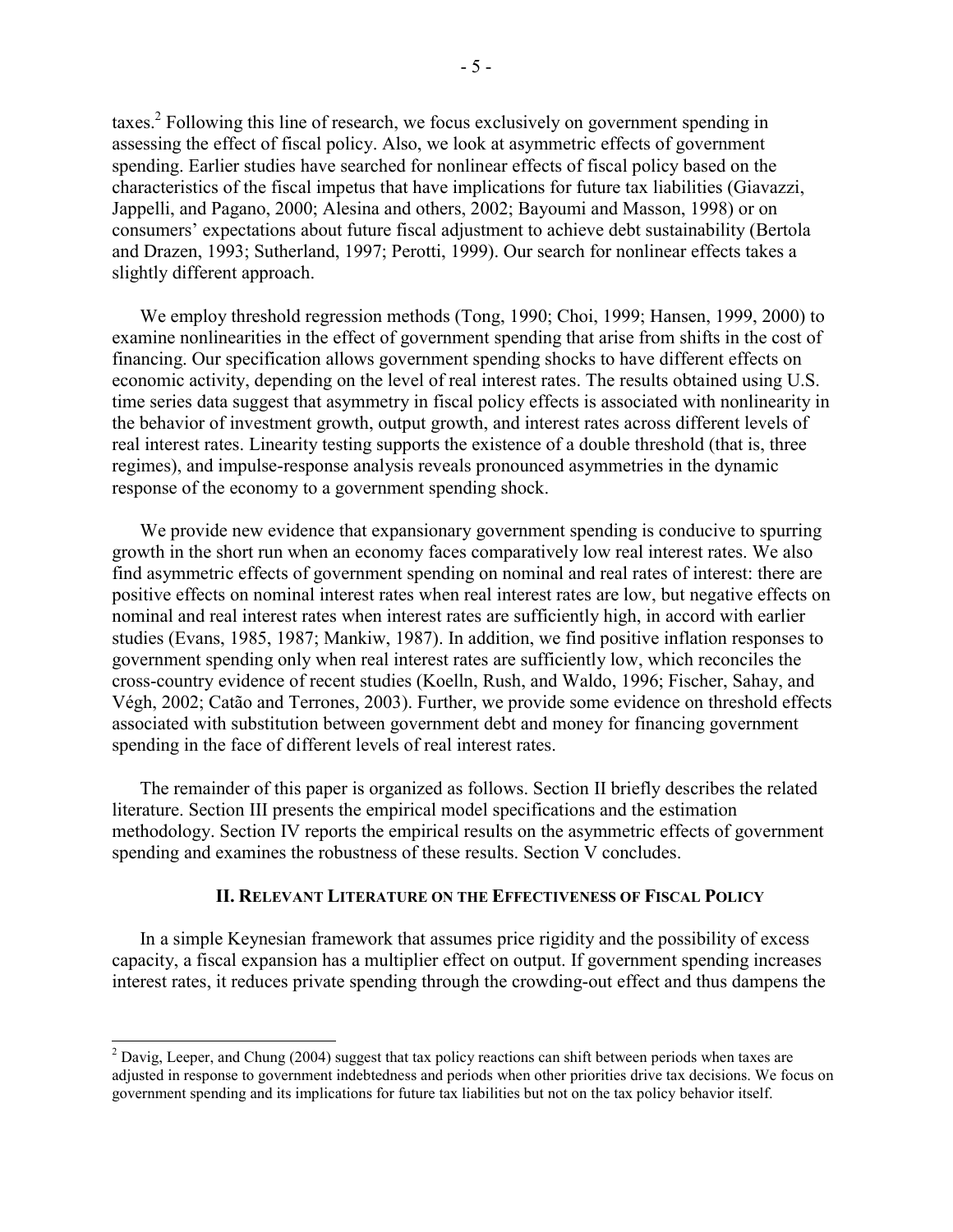taxes.[2] Following this line of research, we focus exclusively on government spending in assessing the effect of fiscal policy. Also, we look at asymmetric effects of government spending. Earlier studies have searched for nonlinear effects of fiscal policy based on the characteristics of the fiscal impetus that have implications for future tax liabilities (Giavazzi, Jappelli, and Pagano, 2000; Alesina and others, 2002; Bayoumi and Masson, 1998) or on consumers' expectations about future fiscal adjustment to achieve debt sustainability (Bertola and Drazen, 1993; Sutherland, 1997; Perotti, 1999). Our search for nonlinear effects takes a slightly different approach.

We employ threshold regression methods (Tong, 1990; Choi, 1999; Hansen, 1999, 2000) to examine nonlinearities in the effect of government spending that arise from shifts in the cost of financing. Our specification allows government spending shocks to have different effects on economic activity, depending on the level of real interest rates. The results obtained using U.S. time series data suggest that asymmetry in fiscal policy effects is associated with nonlinearity in the behavior of investment growth, output growth, and interest rates across different levels of real interest rates. Linearity testing supports the existence of a double threshold (that is, three regimes), and impulse-response analysis reveals pronounced asymmetries in the dynamic response of the economy to a government spending shock.

We provide new evidence that expansionary government spending is conducive to spurring growth in the short run when an economy faces comparatively low real interest rates. We also find asymmetric effects of government spending on nominal and real rates of interest: there are positive effects on nominal interest rates when real interest rates are low, but negative effects on nominal and real interest rates when interest rates are sufficiently high, in accord with earlier studies (Evans, 1985, 1987; Mankiw, 1987). In addition, we find positive inflation responses to government spending only when real interest rates are sufficiently low, which reconciles the cross-country evidence of recent studies (Koelln, Rush, and Waldo, 1996; Fischer, Sahay, and Végh, 2002; Catão and Terrones, 2003). Further, we provide some evidence on threshold effects associated with substitution between government debt and money for financing government spending in the face of different levels of real interest rates.

The remainder of this paper is organized as follows. Section II briefly describes the related literature. Section III presents the empirical model specifications and the estimation methodology. Section IV reports the empirical results on the asymmetric effects of government spending and examines the robustness of these results. Section V concludes.

## II. Relevant Literature on the Effectiveness of Fiscal Policy

In a simple Keynesian framework that assumes price rigidity and the possibility of excess capacity, a fiscal expansion has a multiplier effect on output. If government spending increases interest rates, it reduces private spending through the crowding-out effect and thus dampens the

[2] Davig, Leeper, and Chung (2004) suggest that tax policy reactions can shift between periods when taxes are adjusted in response to government indebtedness and periods when other priorities drive tax decisions. We focus on government spending and its implications for future tax liabilities but not on the tax policy behavior itself.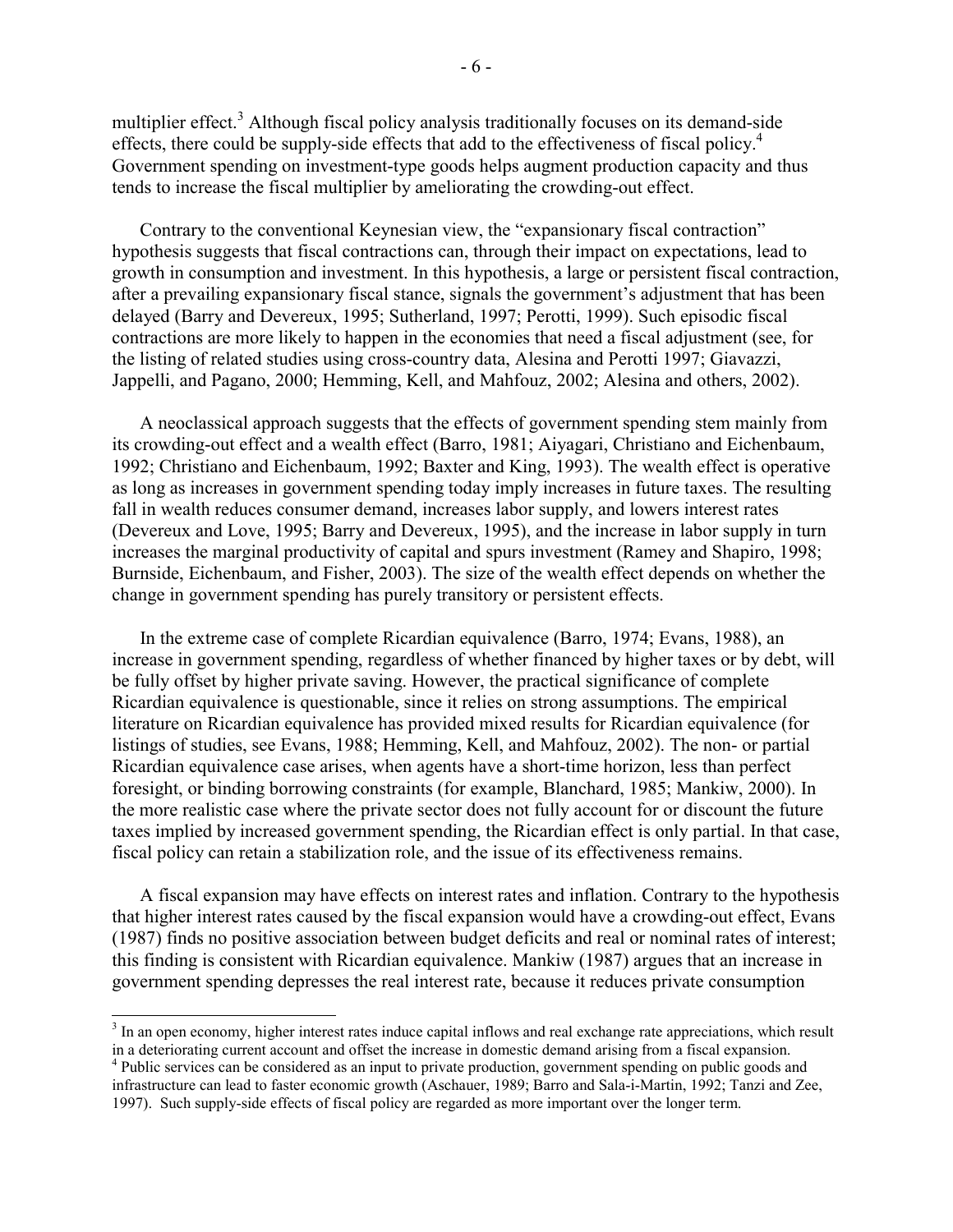multiplier effect.[3] Although fiscal policy analysis traditionally focuses on its demand-side effects, there could be supply-side effects that add to the effectiveness of fiscal policy.[4] Government spending on investment-type goods helps augment production capacity and thus tends to increase the fiscal multiplier by ameliorating the crowding-out effect.

Contrary to the conventional Keynesian view, the "expansionary fiscal contraction" hypothesis suggests that fiscal contractions can, through their impact on expectations, lead to growth in consumption and investment. In this hypothesis, a large or persistent fiscal contraction, after a prevailing expansionary fiscal stance, signals the government's adjustment that has been delayed (Barry and Devereux, 1995; Sutherland, 1997; Perotti, 1999). Such episodic fiscal contractions are more likely to happen in the economies that need a fiscal adjustment (see, for the listing of related studies using cross-country data, Alesina and Perotti 1997; Giavazzi, Jappelli, and Pagano, 2000; Hemming, Kell, and Mahfouz, 2002; Alesina and others, 2002).

A neoclassical approach suggests that the effects of government spending stem mainly from its crowding-out effect and a wealth effect (Barro, 1981; Aiyagari, Christiano and Eichenbaum, 1992; Christiano and Eichenbaum, 1992; Baxter and King, 1993). The wealth effect is operative as long as increases in government spending today imply increases in future taxes. The resulting fall in wealth reduces consumer demand, increases labor supply, and lowers interest rates (Devereux and Love, 1995; Barry and Devereux, 1995), and the increase in labor supply in turn increases the marginal productivity of capital and spurs investment (Ramey and Shapiro, 1998; Burnside, Eichenbaum, and Fisher, 2003). The size of the wealth effect depends on whether the change in government spending has purely transitory or persistent effects.

In the extreme case of complete Ricardian equivalence (Barro, 1974; Evans, 1988), an increase in government spending, regardless of whether financed by higher taxes or by debt, will be fully offset by higher private saving. However, the practical significance of complete Ricardian equivalence is questionable, since it relies on strong assumptions. The empirical literature on Ricardian equivalence has provided mixed results for Ricardian equivalence (for listings of studies, see Evans, 1988; Hemming, Kell, and Mahfouz, 2002). The non- or partial Ricardian equivalence case arises, when agents have a short-time horizon, less than perfect foresight, or binding borrowing constraints (for example, Blanchard, 1985; Mankiw, 2000). In the more realistic case where the private sector does not fully account for or discount the future taxes implied by increased government spending, the Ricardian effect is only partial. In that case, fiscal policy can retain a stabilization role, and the issue of its effectiveness remains.

A fiscal expansion may have effects on interest rates and inflation. Contrary to the hypothesis that higher interest rates caused by the fiscal expansion would have a crowding-out effect, Evans (1987) finds no positive association between budget deficits and real or nominal rates of interest; this finding is consistent with Ricardian equivalence. Mankiw (1987) argues that an increase in government spending depresses the real interest rate, because it reduces private consumption

---

[3] In an open economy, higher interest rates induce capital inflows and real exchange rate appreciations, which result in a deteriorating current account and offset the increase in domestic demand arising from a fiscal expansion.

[4] Public services can be considered as an input to private production, government spending on public goods and infrastructure can lead to faster economic growth (Aschauer, 1989; Barro and Sala-i-Martin, 1992; Tanzi and Zee, 1997). Such supply-side effects of fiscal policy are regarded as more important over the longer term.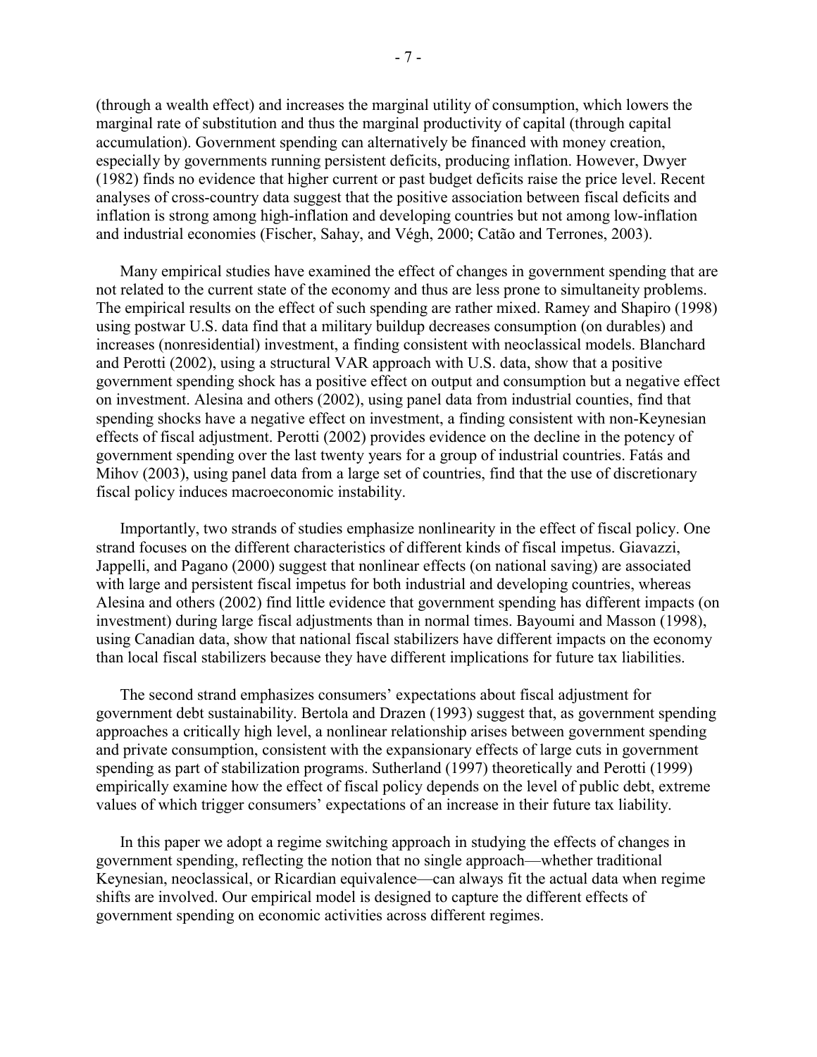(through a wealth effect) and increases the marginal utility of consumption, which lowers the marginal rate of substitution and thus the marginal productivity of capital (through capital accumulation). Government spending can alternatively be financed with money creation, especially by governments running persistent deficits, producing inflation. However, Dwyer (1982) finds no evidence that higher current or past budget deficits raise the price level. Recent analyses of cross-country data suggest that the positive association between fiscal deficits and inflation is strong among high-inflation and developing countries but not among low-inflation and industrial economies (Fischer, Sahay, and Végh, 2000; Catão and Terrones, 2003).

Many empirical studies have examined the effect of changes in government spending that are not related to the current state of the economy and thus are less prone to simultaneity problems. The empirical results on the effect of such spending are rather mixed. Ramey and Shapiro (1998) using postwar U.S. data find that a military buildup decreases consumption (on durables) and increases (nonresidential) investment, a finding consistent with neoclassical models. Blanchard and Perotti (2002), using a structural VAR approach with U.S. data, show that a positive government spending shock has a positive effect on output and consumption but a negative effect on investment. Alesina and others (2002), using panel data from industrial counties, find that spending shocks have a negative effect on investment, a finding consistent with non-Keynesian effects of fiscal adjustment. Perotti (2002) provides evidence on the decline in the potency of government spending over the last twenty years for a group of industrial countries. Fatás and Mihov (2003), using panel data from a large set of countries, find that the use of discretionary fiscal policy induces macroeconomic instability.

Importantly, two strands of studies emphasize nonlinearity in the effect of fiscal policy. One strand focuses on the different characteristics of different kinds of fiscal impetus. Giavazzi, Jappelli, and Pagano (2000) suggest that nonlinear effects (on national saving) are associated with large and persistent fiscal impetus for both industrial and developing countries, whereas Alesina and others (2002) find little evidence that government spending has different impacts (on investment) during large fiscal adjustments than in normal times. Bayoumi and Masson (1998), using Canadian data, show that national fiscal stabilizers have different impacts on the economy than local fiscal stabilizers because they have different implications for future tax liabilities.

The second strand emphasizes consumers' expectations about fiscal adjustment for government debt sustainability. Bertola and Drazen (1993) suggest that, as government spending approaches a critically high level, a nonlinear relationship arises between government spending and private consumption, consistent with the expansionary effects of large cuts in government spending as part of stabilization programs. Sutherland (1997) theoretically and Perotti (1999) empirically examine how the effect of fiscal policy depends on the level of public debt, extreme values of which trigger consumers' expectations of an increase in their future tax liability.

In this paper we adopt a regime switching approach in studying the effects of changes in government spending, reflecting the notion that no single approach—whether traditional Keynesian, neoclassical, or Ricardian equivalence—can always fit the actual data when regime shifts are involved. Our empirical model is designed to capture the different effects of government spending on economic activities across different regimes.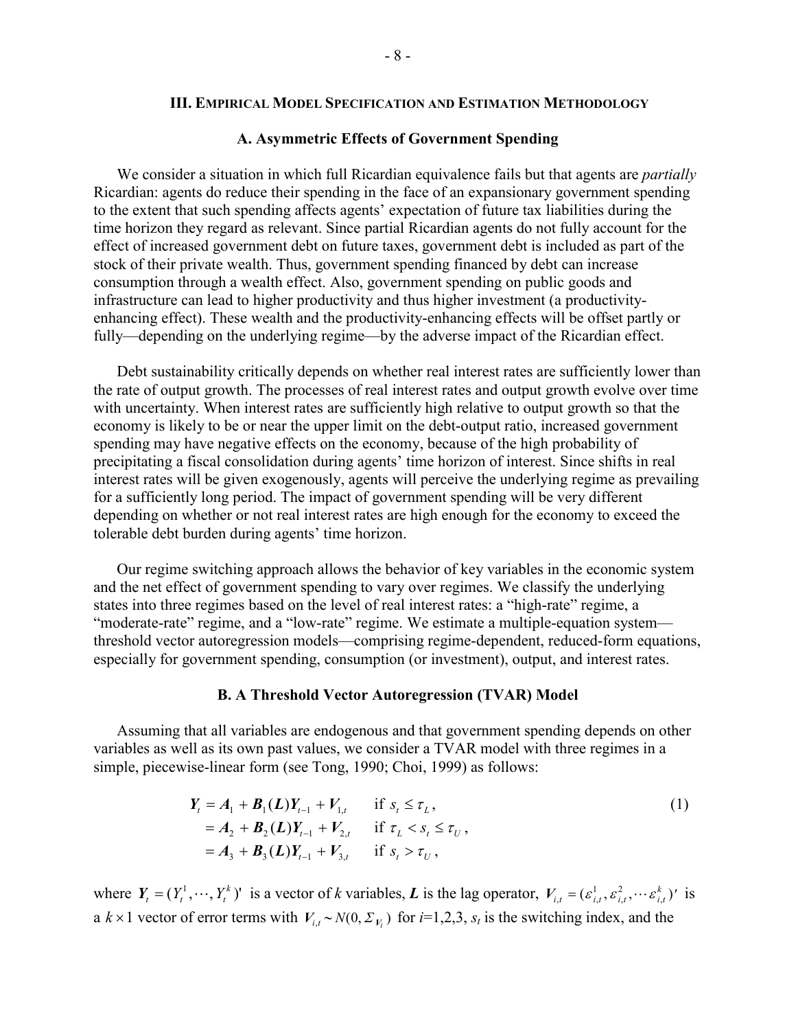## III. Empirical Model Specification and Estimation Methodology

### A. Asymmetric Effects of Government Spending

We consider a situation in which full Ricardian equivalence fails but that agents are *partially* Ricardian: agents do reduce their spending in the face of an expansionary government spending to the extent that such spending affects agents' expectation of future tax liabilities during the time horizon they regard as relevant. Since partial Ricardian agents do not fully account for the effect of increased government debt on future taxes, government debt is included as part of the stock of their private wealth. Thus, government spending financed by debt can increase consumption through a wealth effect. Also, government spending on public goods and infrastructure can lead to higher productivity and thus higher investment (a productivity-enhancing effect). These wealth and the productivity-enhancing effects will be offset partly or fully—depending on the underlying regime—by the adverse impact of the Ricardian effect.

Debt sustainability critically depends on whether real interest rates are sufficiently lower than the rate of output growth. The processes of real interest rates and output growth evolve over time with uncertainty. When interest rates are sufficiently high relative to output growth so that the economy is likely to be or near the upper limit on the debt-output ratio, increased government spending may have negative effects on the economy, because of the high probability of precipitating a fiscal consolidation during agents' time horizon of interest. Since shifts in real interest rates will be given exogenously, agents will perceive the underlying regime as prevailing for a sufficiently long period. The impact of government spending will be very different depending on whether or not real interest rates are high enough for the economy to exceed the tolerable debt burden during agents' time horizon.

Our regime switching approach allows the behavior of key variables in the economic system and the net effect of government spending to vary over regimes. We classify the underlying states into three regimes based on the level of real interest rates: a "high-rate" regime, a "moderate-rate" regime, and a "low-rate" regime. We estimate a multiple-equation system—threshold vector autoregression models—comprising regime-dependent, reduced-form equations, especially for government spending, consumption (or investment), output, and interest rates.

### B. A Threshold Vector Autoregression (TVAR) Model

Assuming that all variables are endogenous and that government spending depends on other variables as well as its own past values, we consider a TVAR model with three regimes in a simple, piecewise-linear form (see Tong, 1990; Choi, 1999) as follows:

$$
\begin{aligned}
\boldsymbol{Y}_t &= \boldsymbol{A}_1 + \boldsymbol{B}_1(\boldsymbol{L})\boldsymbol{Y}_{t-1} + \boldsymbol{V}_{1,t} \qquad \text{if } s_t \le \tau_L, \\
&= \boldsymbol{A}_2 + \boldsymbol{B}_2(\boldsymbol{L})\boldsymbol{Y}_{t-1} + \boldsymbol{V}_{2,t} \qquad \text{if } \tau_L < s_t \le \tau_U, \\
&= \boldsymbol{A}_3 + \boldsymbol{B}_3(\boldsymbol{L})\boldsymbol{Y}_{t-1} + \boldsymbol{V}_{3,t} \qquad \text{if } s_t > \tau_U,
\end{aligned}
\tag{1}
$$

where $\boldsymbol{Y}_t = (Y_t^1, \cdots, Y_t^k)'$ is a vector of $k$ variables, $\boldsymbol{L}$ is the lag operator, $\boldsymbol{V}_{i,t} = (\varepsilon_{i,t}^1, \varepsilon_{i,t}^2, \cdots \varepsilon_{i,t}^k)'$ is a $k \times 1$ vector of error terms with $\boldsymbol{V}_{i,t} \sim N(0, \Sigma_{\boldsymbol{V}_i})$ for $i$=1,2,3, $s_t$ is the switching index, and the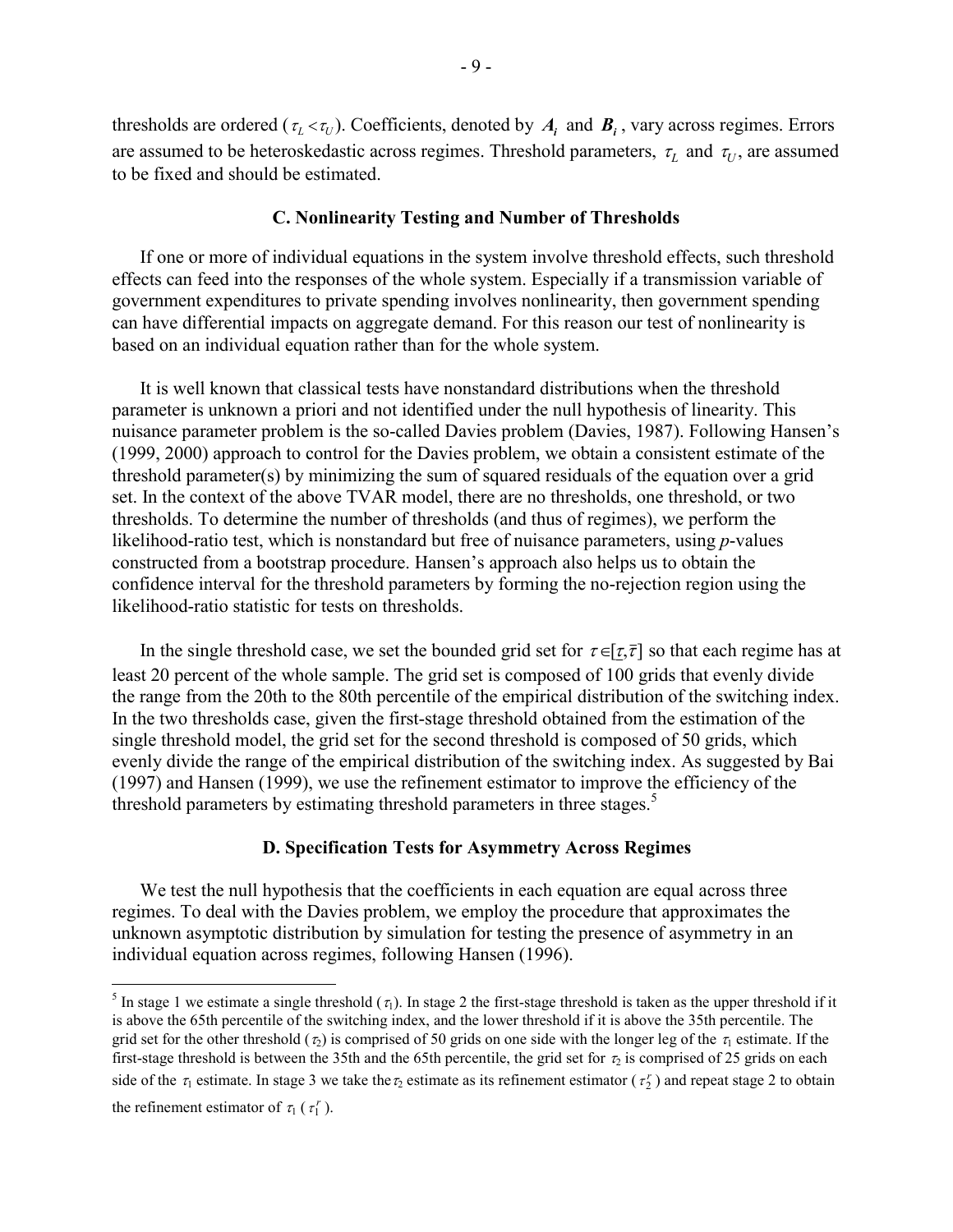thresholds are ordered ($\tau_L < \tau_U$). Coefficients, denoted by $\boldsymbol{A_i}$ and $\boldsymbol{B_i}$, vary across regimes. Errors are assumed to be heteroskedastic across regimes. Threshold parameters, $\tau_L$ and $\tau_U$, are assumed to be fixed and should be estimated.

### C. Nonlinearity Testing and Number of Thresholds

If one or more of individual equations in the system involve threshold effects, such threshold effects can feed into the responses of the whole system. Especially if a transmission variable of government expenditures to private spending involves nonlinearity, then government spending can have differential impacts on aggregate demand. For this reason our test of nonlinearity is based on an individual equation rather than for the whole system.

It is well known that classical tests have nonstandard distributions when the threshold parameter is unknown a priori and not identified under the null hypothesis of linearity. This nuisance parameter problem is the so-called Davies problem (Davies, 1987). Following Hansen's (1999, 2000) approach to control for the Davies problem, we obtain a consistent estimate of the threshold parameter(s) by minimizing the sum of squared residuals of the equation over a grid set. In the context of the above TVAR model, there are no thresholds, one threshold, or two thresholds. To determine the number of thresholds (and thus of regimes), we perform the likelihood-ratio test, which is nonstandard but free of nuisance parameters, using *p*-values constructed from a bootstrap procedure. Hansen's approach also helps us to obtain the confidence interval for the threshold parameters by forming the no-rejection region using the likelihood-ratio statistic for tests on thresholds.

In the single threshold case, we set the bounded grid set for $\tau \in [\underline{\tau}, \overline{\tau}]$ so that each regime has at least 20 percent of the whole sample. The grid set is composed of 100 grids that evenly divide the range from the 20th to the 80th percentile of the empirical distribution of the switching index. In the two thresholds case, given the first-stage threshold obtained from the estimation of the single threshold model, the grid set for the second threshold is composed of 50 grids, which evenly divide the range of the empirical distribution of the switching index. As suggested by Bai (1997) and Hansen (1999), we use the refinement estimator to improve the efficiency of the threshold parameters by estimating threshold parameters in three stages.[5]

### D. Specification Tests for Asymmetry Across Regimes

We test the null hypothesis that the coefficients in each equation are equal across three regimes. To deal with the Davies problem, we employ the procedure that approximates the unknown asymptotic distribution by simulation for testing the presence of asymmetry in an individual equation across regimes, following Hansen (1996).

---

[5] In stage 1 we estimate a single threshold ($\tau_1$). In stage 2 the first-stage threshold is taken as the upper threshold if it is above the 65th percentile of the switching index, and the lower threshold if it is above the 35th percentile. The grid set for the other threshold ($\tau_2$) is comprised of 50 grids on one side with the longer leg of the $\tau_1$ estimate. If the first-stage threshold is between the 35th and the 65th percentile, the grid set for $\tau_2$ is comprised of 25 grids on each side of the $\tau_1$ estimate. In stage 3 we take the $\tau_2$ estimate as its refinement estimator ($\tau_2^r$) and repeat stage 2 to obtain the refinement estimator of $\tau_1$ ($\tau_1^r$).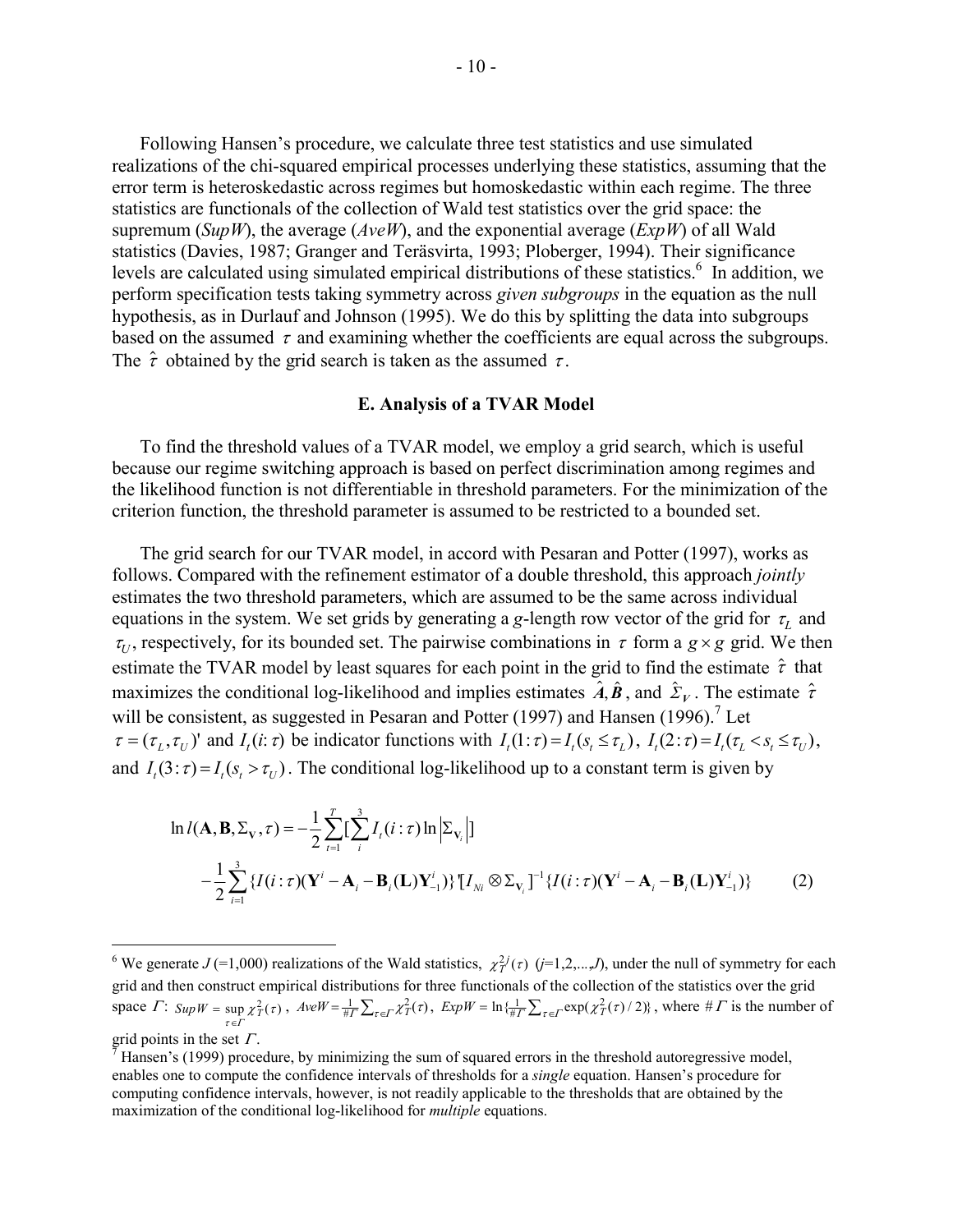Following Hansen's procedure, we calculate three test statistics and use simulated realizations of the chi-squared empirical processes underlying these statistics, assuming that the error term is heteroskedastic across regimes but homoskedastic within each regime. The three statistics are functionals of the collection of Wald test statistics over the grid space: the supremum (*SupW*), the average (*AveW*), and the exponential average (*ExpW*) of all Wald statistics (Davies, 1987; Granger and Teräsvirta, 1993; Ploberger, 1994). Their significance levels are calculated using simulated empirical distributions of these statistics.[6] In addition, we perform specification tests taking symmetry across *given subgroups* in the equation as the null hypothesis, as in Durlauf and Johnson (1995). We do this by splitting the data into subgroups based on the assumed $\tau$ and examining whether the coefficients are equal across the subgroups. The $\hat{\tau}$ obtained by the grid search is taken as the assumed $\tau$.

### E. Analysis of a TVAR Model

To find the threshold values of a TVAR model, we employ a grid search, which is useful because our regime switching approach is based on perfect discrimination among regimes and the likelihood function is not differentiable in threshold parameters. For the minimization of the criterion function, the threshold parameter is assumed to be restricted to a bounded set.

The grid search for our TVAR model, in accord with Pesaran and Potter (1997), works as follows. Compared with the refinement estimator of a double threshold, this approach *jointly* estimates the two threshold parameters, which are assumed to be the same across individual equations in the system. We set grids by generating a $g$-length row vector of the grid for $\tau_L$ and $\tau_U$, respectively, for its bounded set. The pairwise combinations in $\tau$ form a $g \times g$ grid. We then estimate the TVAR model by least squares for each point in the grid to find the estimate $\hat{\tau}$ that maximizes the conditional log-likelihood and implies estimates $\hat{A}, \hat{B}$, and $\hat{\Sigma}_V$. The estimate $\hat{\tau}$ will be consistent, as suggested in Pesaran and Potter (1997) and Hansen (1996).[7] Let $\tau = (\tau_L, \tau_U)'$ and $I_t(i{:}\,\tau)$ be indicator functions with $I_t(1{:}\,\tau) = I_t(s_t \le \tau_L)$, $I_t(2{:}\,\tau) = I_t(\tau_L < s_t \le \tau_U)$, and $I_t(3{:}\,\tau) = I_t(s_t > \tau_U)$. The conditional log-likelihood up to a constant term is given by

$$\ln l(\mathbf{A}, \mathbf{B}, \Sigma_{\mathbf{V}}, \tau) = -\frac{1}{2}\sum_{t=1}^{T}\Big[\sum_{i}^{3} I_t(i:\tau)\ln\left|\Sigma_{\mathbf{V}_i}\right|\Big] \\ -\frac{1}{2}\sum_{i=1}^{3}\{I(i:\tau)(\mathbf{Y}^i - \mathbf{A}_i - \mathbf{B}_i(\mathbf{L})\mathbf{Y}_{-1}^i)\}'[I_{Ni} \otimes \Sigma_{\mathbf{V}_i}]^{-1}\{I(i:\tau)(\mathbf{Y}^i - \mathbf{A}_i - \mathbf{B}_i(\mathbf{L})\mathbf{Y}_{-1}^i)\} \qquad (2)$$

---

[6] We generate $J$ (=1,000) realizations of the Wald statistics, $\chi_T^{2j}(\tau)$ ($j$=1,2,...,$J$), under the null of symmetry for each grid and then construct empirical distributions for three functionals of the collection of the statistics over the grid space $\Gamma$: $SupW = \sup_{\tau \in \Gamma} \chi_T^2(\tau)$, $AveW = \frac{1}{\#\Gamma}\sum_{\tau \in \Gamma}\chi_T^2(\tau)$, $ExpW = \ln\{\frac{1}{\#\Gamma}\sum_{\tau \in \Gamma}\exp(\chi_T^2(\tau)/2)\}$, where $\#\Gamma$ is the number of grid points in the set $\Gamma$.

[7] Hansen's (1999) procedure, by minimizing the sum of squared errors in the threshold autoregressive model, enables one to compute the confidence intervals of thresholds for a *single* equation. Hansen's procedure for computing confidence intervals, however, is not readily applicable to the thresholds that are obtained by the maximization of the conditional log-likelihood for *multiple* equations.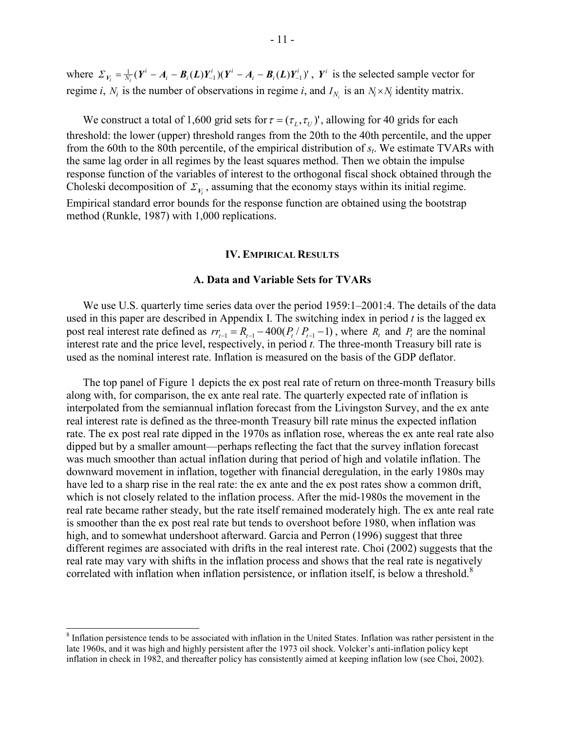where $\Sigma_{V_i} = \frac{1}{N_i}(\boldsymbol{Y}^i - \boldsymbol{A}_i - \boldsymbol{B}_i(\boldsymbol{L})\boldsymbol{Y}_{-1}^i)(\boldsymbol{Y}^i - \boldsymbol{A}_i - \boldsymbol{B}_i(\boldsymbol{L})\boldsymbol{Y}_{-1}^i)'$, $\boldsymbol{Y}^i$ is the selected sample vector for regime *i*, $N_i$ is the number of observations in regime *i*, and $I_{N_i}$ is an $N_i \times N_i$ identity matrix.

We construct a total of 1,600 grid sets for $\tau = (\tau_L, \tau_U)'$, allowing for 40 grids for each threshold: the lower (upper) threshold ranges from the 20th to the 40th percentile, and the upper from the 60th to the 80th percentile, of the empirical distribution of $s_t$. We estimate TVARs with the same lag order in all regimes by the least squares method. Then we obtain the impulse response function of the variables of interest to the orthogonal fiscal shock obtained through the Choleski decomposition of $\Sigma_{V_i}$, assuming that the economy stays within its initial regime. Empirical standard error bounds for the response function are obtained using the bootstrap method (Runkle, 1987) with 1,000 replications.

## IV. Empirical Results

### A. Data and Variable Sets for TVARs

We use U.S. quarterly time series data over the period 1959:1–2001:4. The details of the data used in this paper are described in Appendix I. The switching index in period *t* is the lagged ex post real interest rate defined as $rr_{t-1} = R_{t-1} - 400(P_t / P_{t-1} - 1)$, where $R_t$ and $P_t$ are the nominal interest rate and the price level, respectively, in period *t.* The three-month Treasury bill rate is used as the nominal interest rate. Inflation is measured on the basis of the GDP deflator.

The top panel of Figure 1 depicts the ex post real rate of return on three-month Treasury bills along with, for comparison, the ex ante real rate. The quarterly expected rate of inflation is interpolated from the semiannual inflation forecast from the Livingston Survey, and the ex ante real interest rate is defined as the three-month Treasury bill rate minus the expected inflation rate. The ex post real rate dipped in the 1970s as inflation rose, whereas the ex ante real rate also dipped but by a smaller amount—perhaps reflecting the fact that the survey inflation forecast was much smoother than actual inflation during that period of high and volatile inflation. The downward movement in inflation, together with financial deregulation, in the early 1980s may have led to a sharp rise in the real rate: the ex ante and the ex post rates show a common drift, which is not closely related to the inflation process. After the mid-1980s the movement in the real rate became rather steady, but the rate itself remained moderately high. The ex ante real rate is smoother than the ex post real rate but tends to overshoot before 1980, when inflation was high, and to somewhat undershoot afterward. Garcia and Perron (1996) suggest that three different regimes are associated with drifts in the real interest rate. Choi (2002) suggests that the real rate may vary with shifts in the inflation process and shows that the real rate is negatively correlated with inflation when inflation persistence, or inflation itself, is below a threshold.[8]

[8] Inflation persistence tends to be associated with inflation in the United States. Inflation was rather persistent in the late 1960s, and it was high and highly persistent after the 1973 oil shock. Volcker's anti-inflation policy kept inflation in check in 1982, and thereafter policy has consistently aimed at keeping inflation low (see Choi, 2002).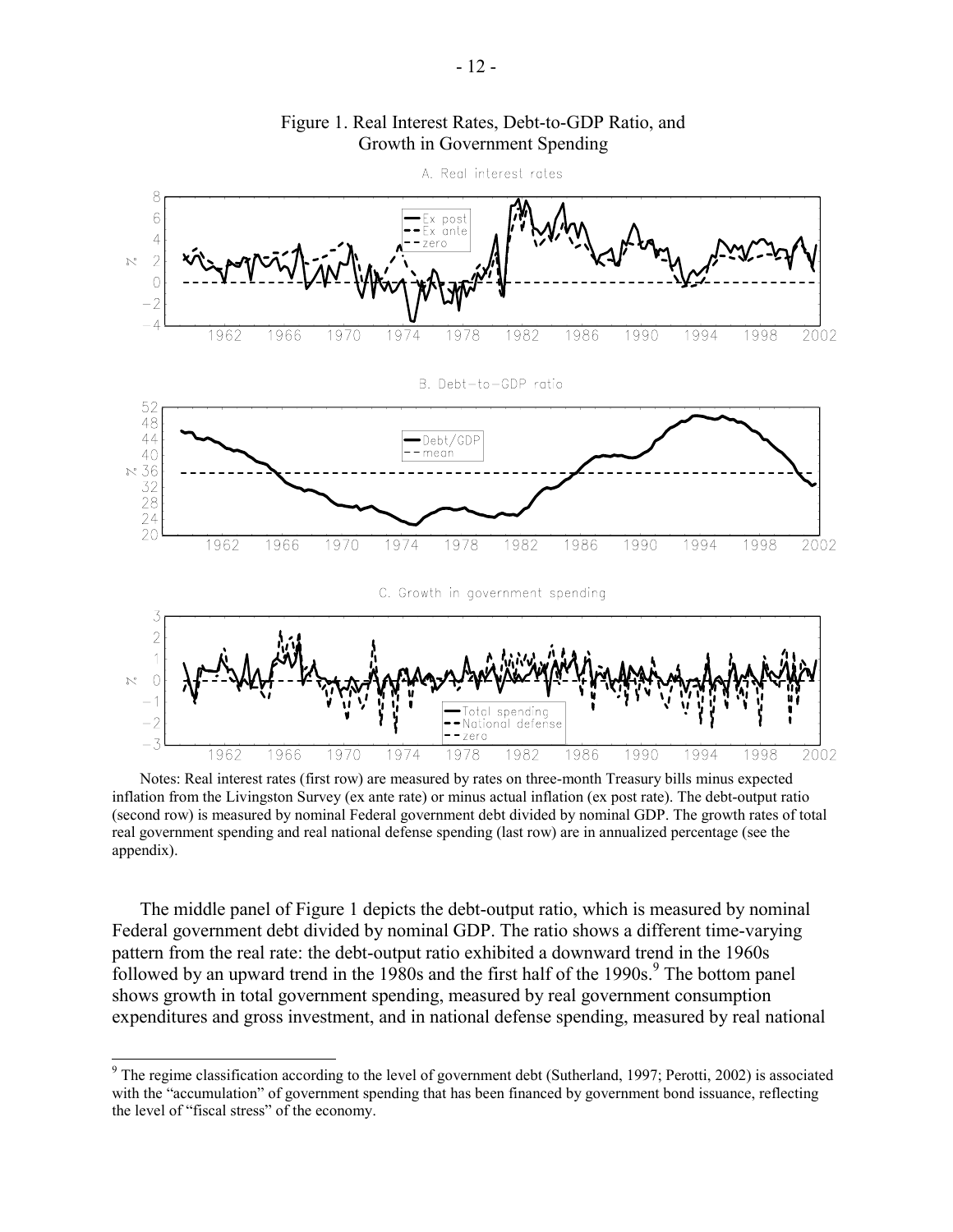Figure 1. Real Interest Rates, Debt-to-GDP Ratio, and Growth in Government Spending

Notes: Real interest rates (first row) are measured by rates on three-month Treasury bills minus expected inflation from the Livingston Survey (ex ante rate) or minus actual inflation (ex post rate). The debt-output ratio (second row) is measured by nominal Federal government debt divided by nominal GDP. The growth rates of total real government spending and real national defense spending (last row) are in annualized percentage (see the appendix).

The middle panel of Figure 1 depicts the debt-output ratio, which is measured by nominal Federal government debt divided by nominal GDP. The ratio shows a different time-varying pattern from the real rate: the debt-output ratio exhibited a downward trend in the 1960s followed by an upward trend in the 1980s and the first half of the 1990s.[9] The bottom panel shows growth in total government spending, measured by real government consumption expenditures and gross investment, and in national defense spending, measured by real national

[9] The regime classification according to the level of government debt (Sutherland, 1997; Perotti, 2002) is associated with the "accumulation" of government spending that has been financed by government bond issuance, reflecting the level of "fiscal stress" of the economy.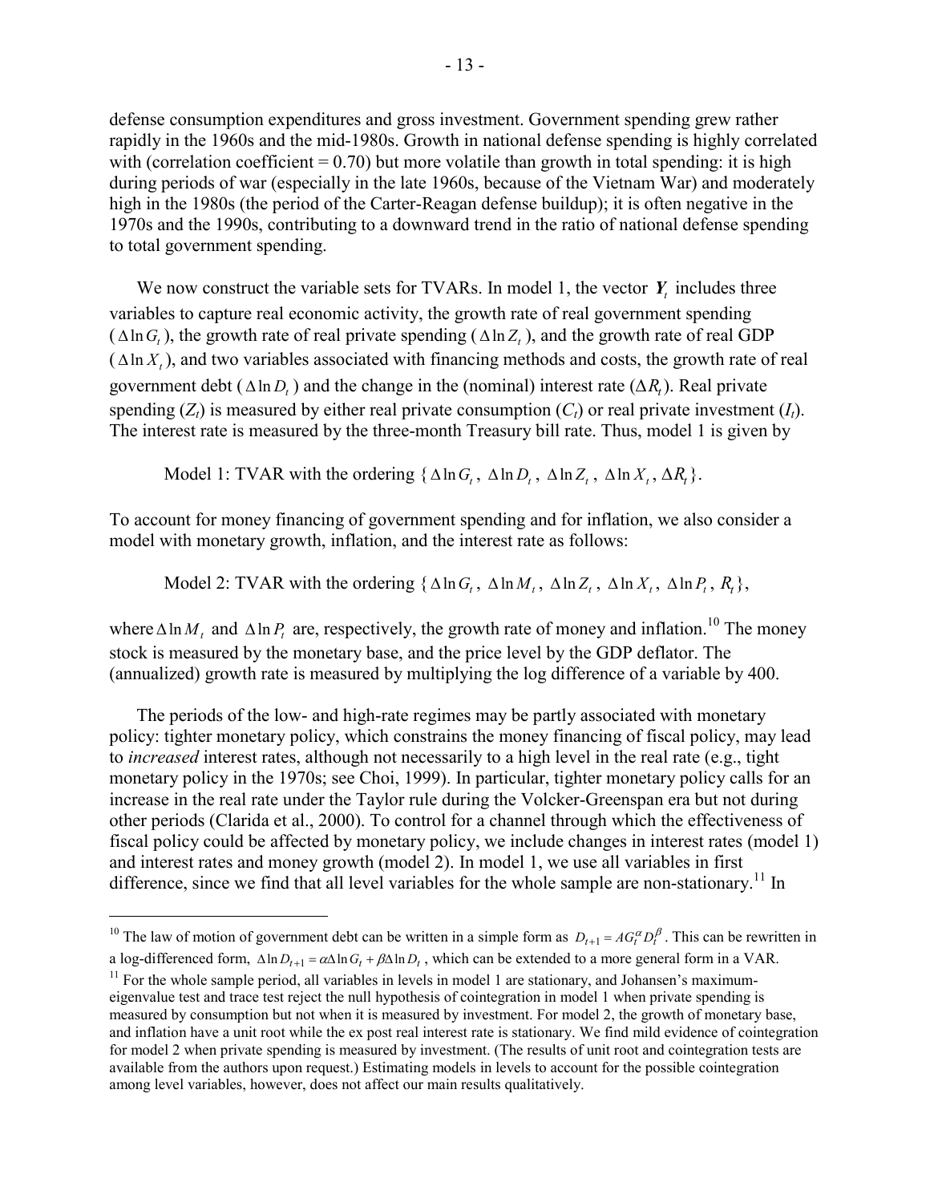defense consumption expenditures and gross investment. Government spending grew rather rapidly in the 1960s and the mid-1980s. Growth in national defense spending is highly correlated with (correlation coefficient = 0.70) but more volatile than growth in total spending: it is high during periods of war (especially in the late 1960s, because of the Vietnam War) and moderately high in the 1980s (the period of the Carter-Reagan defense buildup); it is often negative in the 1970s and the 1990s, contributing to a downward trend in the ratio of national defense spending to total government spending.

We now construct the variable sets for TVARs. In model 1, the vector $\boldsymbol{Y}_t$ includes three variables to capture real economic activity, the growth rate of real government spending ($\Delta \ln G_t$), the growth rate of real private spending ($\Delta \ln Z_t$), and the growth rate of real GDP ($\Delta \ln X_t$), and two variables associated with financing methods and costs, the growth rate of real government debt ($\Delta \ln D_t$) and the change in the (nominal) interest rate ($\Delta R_t$). Real private spending ($Z_t$) is measured by either real private consumption ($C_t$) or real private investment ($I_t$). The interest rate is measured by the three-month Treasury bill rate. Thus, model 1 is given by

Model 1: TVAR with the ordering $\{\Delta \ln G_t, \Delta \ln D_t, \Delta \ln Z_t, \Delta \ln X_t, \Delta R_t\}$.

To account for money financing of government spending and for inflation, we also consider a model with monetary growth, inflation, and the interest rate as follows:

Model 2: TVAR with the ordering $\{\Delta \ln G_t, \Delta \ln M_t, \Delta \ln Z_t, \Delta \ln X_t, \Delta \ln P_t, R_t\}$,

where $\Delta \ln M_t$ and $\Delta \ln P_t$ are, respectively, the growth rate of money and inflation.[10] The money stock is measured by the monetary base, and the price level by the GDP deflator. The (annualized) growth rate is measured by multiplying the log difference of a variable by 400.

The periods of the low- and high-rate regimes may be partly associated with monetary policy: tighter monetary policy, which constrains the money financing of fiscal policy, may lead to *increased* interest rates, although not necessarily to a high level in the real rate (e.g., tight monetary policy in the 1970s; see Choi, 1999). In particular, tighter monetary policy calls for an increase in the real rate under the Taylor rule during the Volcker-Greenspan era but not during other periods (Clarida et al., 2000). To control for a channel through which the effectiveness of fiscal policy could be affected by monetary policy, we include changes in interest rates (model 1) and interest rates and money growth (model 2). In model 1, we use all variables in first difference, since we find that all level variables for the whole sample are non-stationary.[11] In

---

[10] The law of motion of government debt can be written in a simple form as $D_{t+1} = AG_t^{\alpha} D_t^{\beta}$. This can be rewritten in a log-differenced form, $\Delta \ln D_{t+1} = \alpha \Delta \ln G_t + \beta \Delta \ln D_t$, which can be extended to a more general form in a VAR.

[11] For the whole sample period, all variables in levels in model 1 are stationary, and Johansen's maximum-eigenvalue test and trace test reject the null hypothesis of cointegration in model 1 when private spending is measured by consumption but not when it is measured by investment. For model 2, the growth of monetary base, and inflation have a unit root while the ex post real interest rate is stationary. We find mild evidence of cointegration for model 2 when private spending is measured by investment. (The results of unit root and cointegration tests are available from the authors upon request.) Estimating models in levels to account for the possible cointegration among level variables, however, does not affect our main results qualitatively.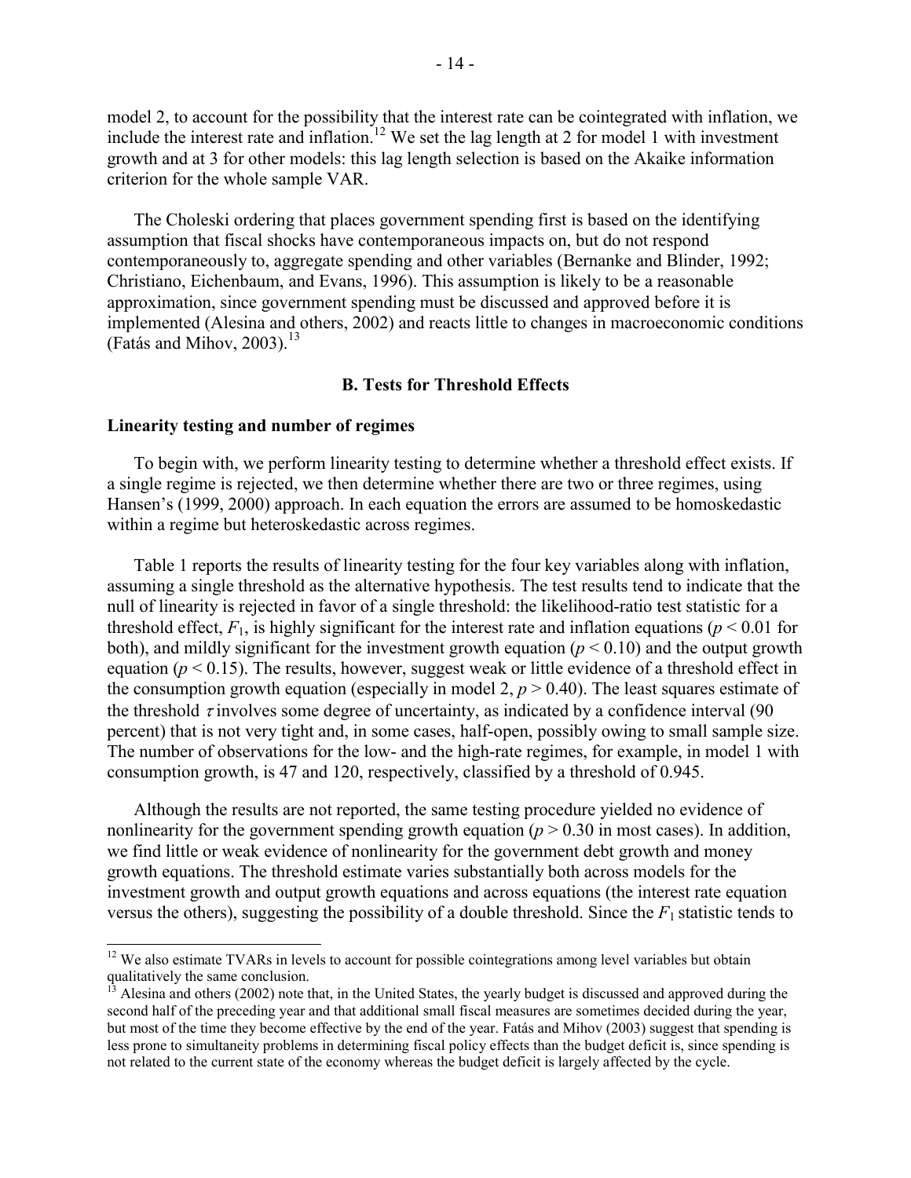model 2, to account for the possibility that the interest rate can be cointegrated with inflation, we include the interest rate and inflation.[12] We set the lag length at 2 for model 1 with investment growth and at 3 for other models: this lag length selection is based on the Akaike information criterion for the whole sample VAR.

The Choleski ordering that places government spending first is based on the identifying assumption that fiscal shocks have contemporaneous impacts on, but do not respond contemporaneously to, aggregate spending and other variables (Bernanke and Blinder, 1992; Christiano, Eichenbaum, and Evans, 1996). This assumption is likely to be a reasonable approximation, since government spending must be discussed and approved before it is implemented (Alesina and others, 2002) and reacts little to changes in macroeconomic conditions (Fatás and Mihov, 2003).[13]

### B. Tests for Threshold Effects

**Linearity testing and number of regimes**

To begin with, we perform linearity testing to determine whether a threshold effect exists. If a single regime is rejected, we then determine whether there are two or three regimes, using Hansen's (1999, 2000) approach. In each equation the errors are assumed to be homoskedastic within a regime but heteroskedastic across regimes.

Table 1 reports the results of linearity testing for the four key variables along with inflation, assuming a single threshold as the alternative hypothesis. The test results tend to indicate that the null of linearity is rejected in favor of a single threshold: the likelihood-ratio test statistic for a threshold effect, $F_1$, is highly significant for the interest rate and inflation equations ($p < 0.01$ for both), and mildly significant for the investment growth equation ($p < 0.10$) and the output growth equation ($p < 0.15$). The results, however, suggest weak or little evidence of a threshold effect in the consumption growth equation (especially in model 2, $p > 0.40$). The least squares estimate of the threshold $\tau$ involves some degree of uncertainty, as indicated by a confidence interval (90 percent) that is not very tight and, in some cases, half-open, possibly owing to small sample size. The number of observations for the low- and the high-rate regimes, for example, in model 1 with consumption growth, is 47 and 120, respectively, classified by a threshold of 0.945.

Although the results are not reported, the same testing procedure yielded no evidence of nonlinearity for the government spending growth equation ($p > 0.30$ in most cases). In addition, we find little or weak evidence of nonlinearity for the government debt growth and money growth equations. The threshold estimate varies substantially both across models for the investment growth and output growth equations and across equations (the interest rate equation versus the others), suggesting the possibility of a double threshold. Since the $F_1$ statistic tends to

[12] We also estimate TVARs in levels to account for possible cointegrations among level variables but obtain qualitatively the same conclusion.

[13] Alesina and others (2002) note that, in the United States, the yearly budget is discussed and approved during the second half of the preceding year and that additional small fiscal measures are sometimes decided during the year, but most of the time they become effective by the end of the year. Fatás and Mihov (2003) suggest that spending is less prone to simultaneity problems in determining fiscal policy effects than the budget deficit is, since spending is not related to the current state of the economy whereas the budget deficit is largely affected by the cycle.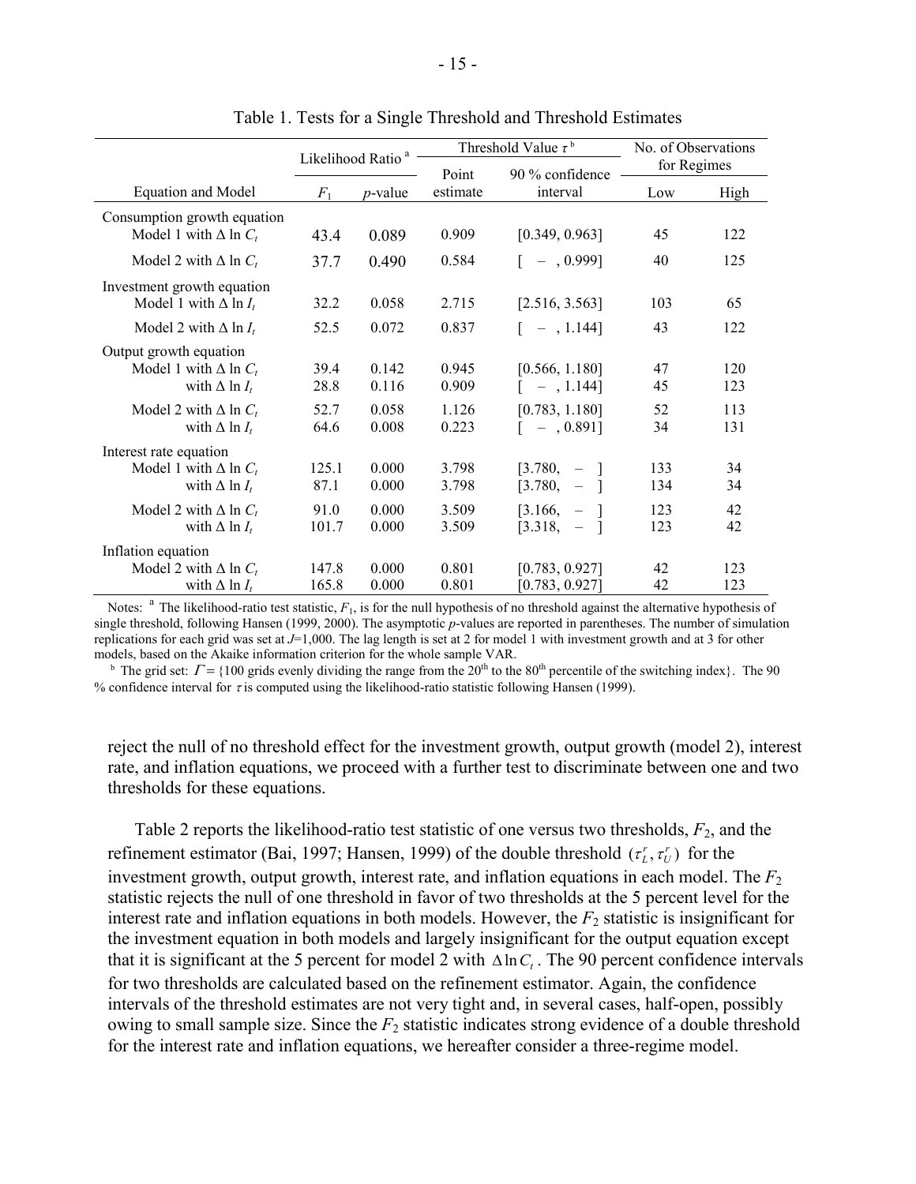Table 1. Tests for a Single Threshold and Threshold Estimates

| Equation and Model | Likelihood Ratio [a] $F_1$ | Likelihood Ratio [a] $p$-value | Threshold Value $\tau$ [b] Point estimate | Threshold Value $\tau$ [b] 90 % confidence interval | No. of Observations for Regimes Low | No. of Observations for Regimes High |
|---|---|---|---|---|---|---|
| Consumption growth equation | | | | | | |
| Model 1 with $\Delta \ln C_t$ | 43.4 | 0.089 | 0.909 | [0.349, 0.963] | 45 | 122 |
| Model 2 with $\Delta \ln C_t$ | 37.7 | 0.490 | 0.584 | [ – , 0.999] | 40 | 125 |
| Investment growth equation | | | | | | |
| Model 1 with $\Delta \ln I_t$ | 32.2 | 0.058 | 2.715 | [2.516, 3.563] | 103 | 65 |
| Model 2 with $\Delta \ln I_t$ | 52.5 | 0.072 | 0.837 | [ – , 1.144] | 43 | 122 |
| Output growth equation | | | | | | |
| Model 1 with $\Delta \ln C_t$ | 39.4 | 0.142 | 0.945 | [0.566, 1.180] | 47 | 120 |
| with $\Delta \ln I_t$ | 28.8 | 0.116 | 0.909 | [ – , 1.144] | 45 | 123 |
| Model 2 with $\Delta \ln C_t$ | 52.7 | 0.058 | 1.126 | [0.783, 1.180] | 52 | 113 |
| with $\Delta \ln I_t$ | 64.6 | 0.008 | 0.223 | [ – , 0.891] | 34 | 131 |
| Interest rate equation | | | | | | |
| Model 1 with $\Delta \ln C_t$ | 125.1 | 0.000 | 3.798 | [3.780, – ] | 133 | 34 |
| with $\Delta \ln I_t$ | 87.1 | 0.000 | 3.798 | [3.780, – ] | 134 | 34 |
| Model 2 with $\Delta \ln C_t$ | 91.0 | 0.000 | 3.509 | [3.166, – ] | 123 | 42 |
| with $\Delta \ln I_t$ | 101.7 | 0.000 | 3.509 | [3.318, – ] | 123 | 42 |
| Inflation equation | | | | | | |
| Model 2 with $\Delta \ln C_t$ | 147.8 | 0.000 | 0.801 | [0.783, 0.927] | 42 | 123 |
| with $\Delta \ln I_t$ | 165.8 | 0.000 | 0.801 | [0.783, 0.927] | 42 | 123 |

Notes: [a] The likelihood-ratio test statistic, $F_1$, is for the null hypothesis of no threshold against the alternative hypothesis of single threshold, following Hansen (1999, 2000). The asymptotic $p$-values are reported in parentheses. The number of simulation replications for each grid was set at $J$=1,000. The lag length is set at 2 for model 1 with investment growth and at 3 for other models, based on the Akaike information criterion for the whole sample VAR.

[b] The grid set: $\Gamma$ = {100 grids evenly dividing the range from the 20th to the 80th percentile of the switching index}. The 90 % confidence interval for $\tau$ is computed using the likelihood-ratio statistic following Hansen (1999).

reject the null of no threshold effect for the investment growth, output growth (model 2), interest rate, and inflation equations, we proceed with a further test to discriminate between one and two thresholds for these equations.

Table 2 reports the likelihood-ratio test statistic of one versus two thresholds, $F_2$, and the refinement estimator (Bai, 1997; Hansen, 1999) of the double threshold $(\tau_L^r, \tau_U^r)$ for the investment growth, output growth, interest rate, and inflation equations in each model. The $F_2$ statistic rejects the null of one threshold in favor of two thresholds at the 5 percent level for the interest rate and inflation equations in both models. However, the $F_2$ statistic is insignificant for the investment equation in both models and largely insignificant for the output equation except that it is significant at the 5 percent for model 2 with $\Delta \ln C_t$. The 90 percent confidence intervals for two thresholds are calculated based on the refinement estimator. Again, the confidence intervals of the threshold estimates are not very tight and, in several cases, half-open, possibly owing to small sample size. Since the $F_2$ statistic indicates strong evidence of a double threshold for the interest rate and inflation equations, we hereafter consider a three-regime model.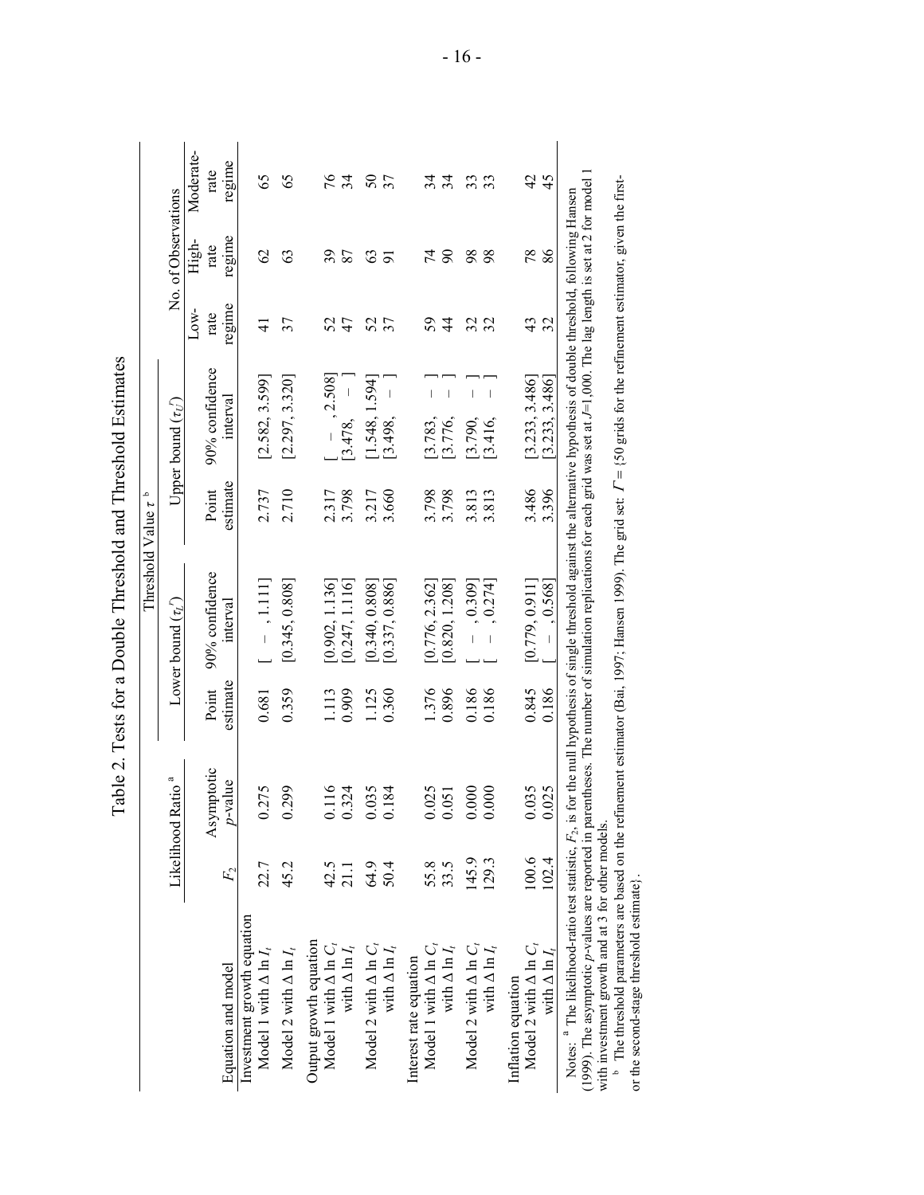# Table 2. Tests for a Double Threshold and Threshold Estimates

| Equation and model | Likelihood Ratio [a] | | Threshold Value $\tau$ [b] | | | | No. of Observations | | |
|---|---|---|---|---|---|---|---|---|---|
| | | | Lower bound ($\tau_L'$) | | Upper bound ($\tau_U'$) | | | | |
| | $F_2$ | Asymptotic $p$-value | Point estimate | 90% confidence interval | Point estimate | 90% confidence interval | Low-rate regime | High-rate regime | Moderate-rate regime |
| Investment growth equation | | | | | | | | | |
| Model 1 with $\Delta \ln I_t$ | 22.7 | 0.275 | 0.681 | [ – , 1.111] | 2.737 | [2.582, 3.599] | 41 | 62 | 65 |
| Model 2 with $\Delta \ln I_t$ | 45.2 | 0.299 | 0.359 | [0.345, 0.808] | 2.710 | [2.297, 3.320] | 37 | 63 | 65 |
| Output growth equation | | | | | | | | | |
| Model 1 with $\Delta \ln C_t$ | 42.5 | 0.116 | 1.113 | [0.902, 1.136] | 2.317 | [ – , 2.508] | 52 | 39 | 76 |
| with $\Delta \ln I_t$ | 21.1 | 0.324 | 0.909 | [0.247, 1.116] | 3.798 | [3.478, – ] | 47 | 87 | 34 |
| Model 2 with $\Delta \ln C_t$ | 64.9 | 0.035 | 1.125 | [0.340, 0.808] | 3.217 | [1.548, 1.594] | 52 | 63 | 50 |
| with $\Delta \ln I_t$ | 50.4 | 0.184 | 0.360 | [0.337, 0.886] | 3.660 | [3.498, – ] | 37 | 91 | 37 |
| Interest rate equation | | | | | | | | | |
| Model 1 with $\Delta \ln C_t$ | 55.8 | 0.025 | 1.376 | [0.776, 2.362] | 3.798 | [3.783, – ] | 59 | 74 | 34 |
| with $\Delta \ln I_t$ | 33.5 | 0.051 | 0.896 | [0.820, 1.208] | 3.798 | [3.776, – ] | 44 | 90 | 34 |
| Model 2 with $\Delta \ln C_t$ | 145.9 | 0.000 | 0.186 | [ – , 0.309] | 3.813 | [3.790, – ] | 32 | 98 | 33 |
| with $\Delta \ln I_t$ | 129.3 | 0.000 | 0.186 | [ – , 0.274] | 3.813 | [3.416, – ] | 32 | 98 | 33 |
| Inflation equation | | | | | | | | | |
| Model 2 with $\Delta \ln C_t$ | 100.6 | 0.035 | 0.845 | [0.779, 0.911] | 3.486 | [3.233, 3.486] | 43 | 78 | 42 |
| with $\Delta \ln I_t$ | 102.4 | 0.025 | 0.186 | [ – , 0.568] | 3.396 | [3.233, 3.486] | 32 | 86 | 45 |

Notes: [a] The likelihood-ratio test statistic, $F_2$, is for the null hypothesis of single threshold against the alternative hypothesis of double threshold, following Hansen (1999). The asymptotic $p$-values are reported in parentheses. The number of simulation replications for each grid was set at $J$=1,000. The lag length is set at 2 for model 1 with investment growth and at 3 for other models.

[b] The threshold parameters are based on the refinement estimator (Bai, 1997; Hansen 1999). The grid set: $\Gamma$ = {50 grids for the refinement estimator, given the first- or the second-stage threshold estimate}.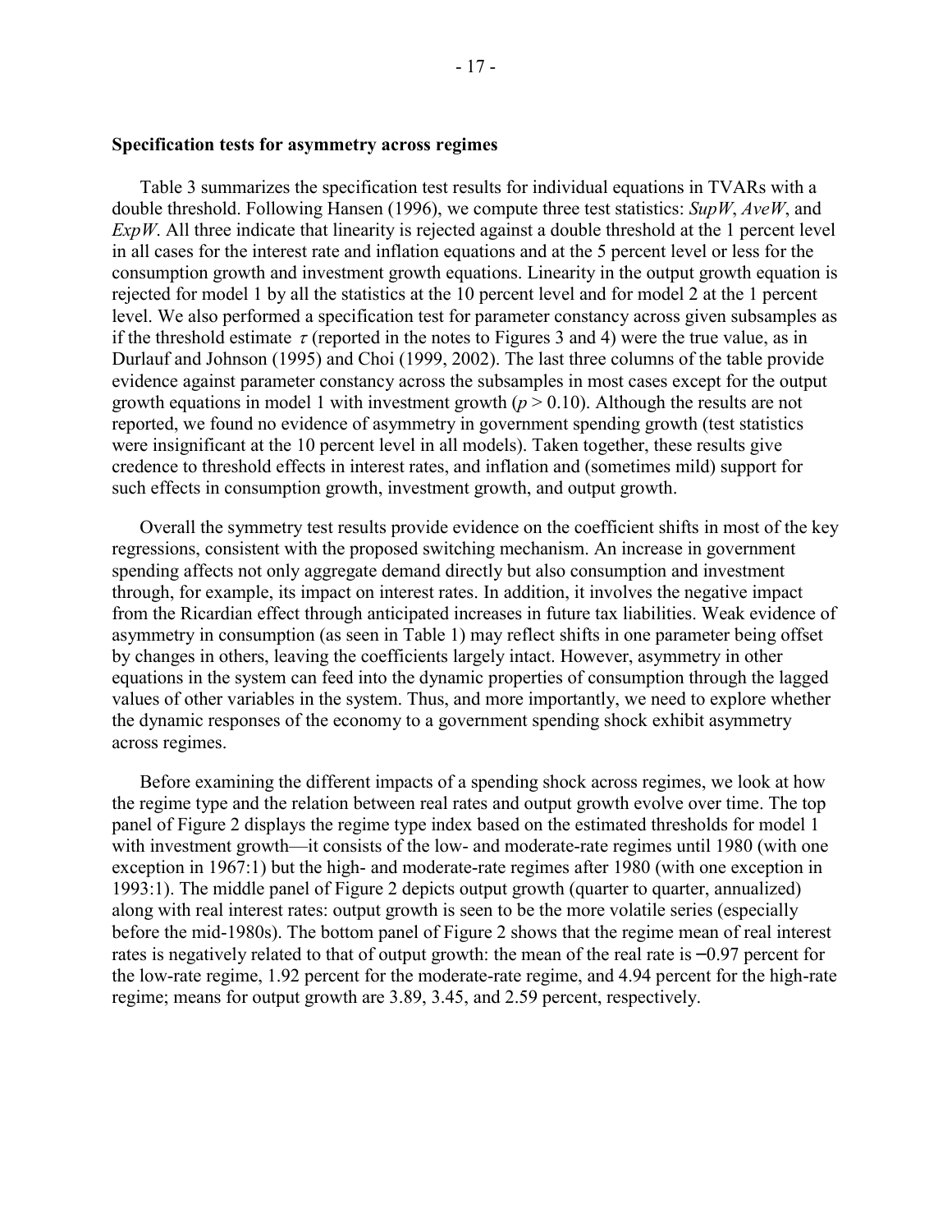**Specification tests for asymmetry across regimes**

Table 3 summarizes the specification test results for individual equations in TVARs with a double threshold. Following Hansen (1996), we compute three test statistics: *SupW*, *AveW*, and *ExpW*. All three indicate that linearity is rejected against a double threshold at the 1 percent level in all cases for the interest rate and inflation equations and at the 5 percent level or less for the consumption growth and investment growth equations. Linearity in the output growth equation is rejected for model 1 by all the statistics at the 10 percent level and for model 2 at the 1 percent level. We also performed a specification test for parameter constancy across given subsamples as if the threshold estimate $\tau$ (reported in the notes to Figures 3 and 4) were the true value, as in Durlauf and Johnson (1995) and Choi (1999, 2002). The last three columns of the table provide evidence against parameter constancy across the subsamples in most cases except for the output growth equations in model 1 with investment growth ($p > 0.10$). Although the results are not reported, we found no evidence of asymmetry in government spending growth (test statistics were insignificant at the 10 percent level in all models). Taken together, these results give credence to threshold effects in interest rates, and inflation and (sometimes mild) support for such effects in consumption growth, investment growth, and output growth.

Overall the symmetry test results provide evidence on the coefficient shifts in most of the key regressions, consistent with the proposed switching mechanism. An increase in government spending affects not only aggregate demand directly but also consumption and investment through, for example, its impact on interest rates. In addition, it involves the negative impact from the Ricardian effect through anticipated increases in future tax liabilities. Weak evidence of asymmetry in consumption (as seen in Table 1) may reflect shifts in one parameter being offset by changes in others, leaving the coefficients largely intact. However, asymmetry in other equations in the system can feed into the dynamic properties of consumption through the lagged values of other variables in the system. Thus, and more importantly, we need to explore whether the dynamic responses of the economy to a government spending shock exhibit asymmetry across regimes.

Before examining the different impacts of a spending shock across regimes, we look at how the regime type and the relation between real rates and output growth evolve over time. The top panel of Figure 2 displays the regime type index based on the estimated thresholds for model 1 with investment growth—it consists of the low- and moderate-rate regimes until 1980 (with one exception in 1967:1) but the high- and moderate-rate regimes after 1980 (with one exception in 1993:1). The middle panel of Figure 2 depicts output growth (quarter to quarter, annualized) along with real interest rates: output growth is seen to be the more volatile series (especially before the mid-1980s). The bottom panel of Figure 2 shows that the regime mean of real interest rates is negatively related to that of output growth: the mean of the real rate is −0.97 percent for the low-rate regime, 1.92 percent for the moderate-rate regime, and 4.94 percent for the high-rate regime; means for output growth are 3.89, 3.45, and 2.59 percent, respectively.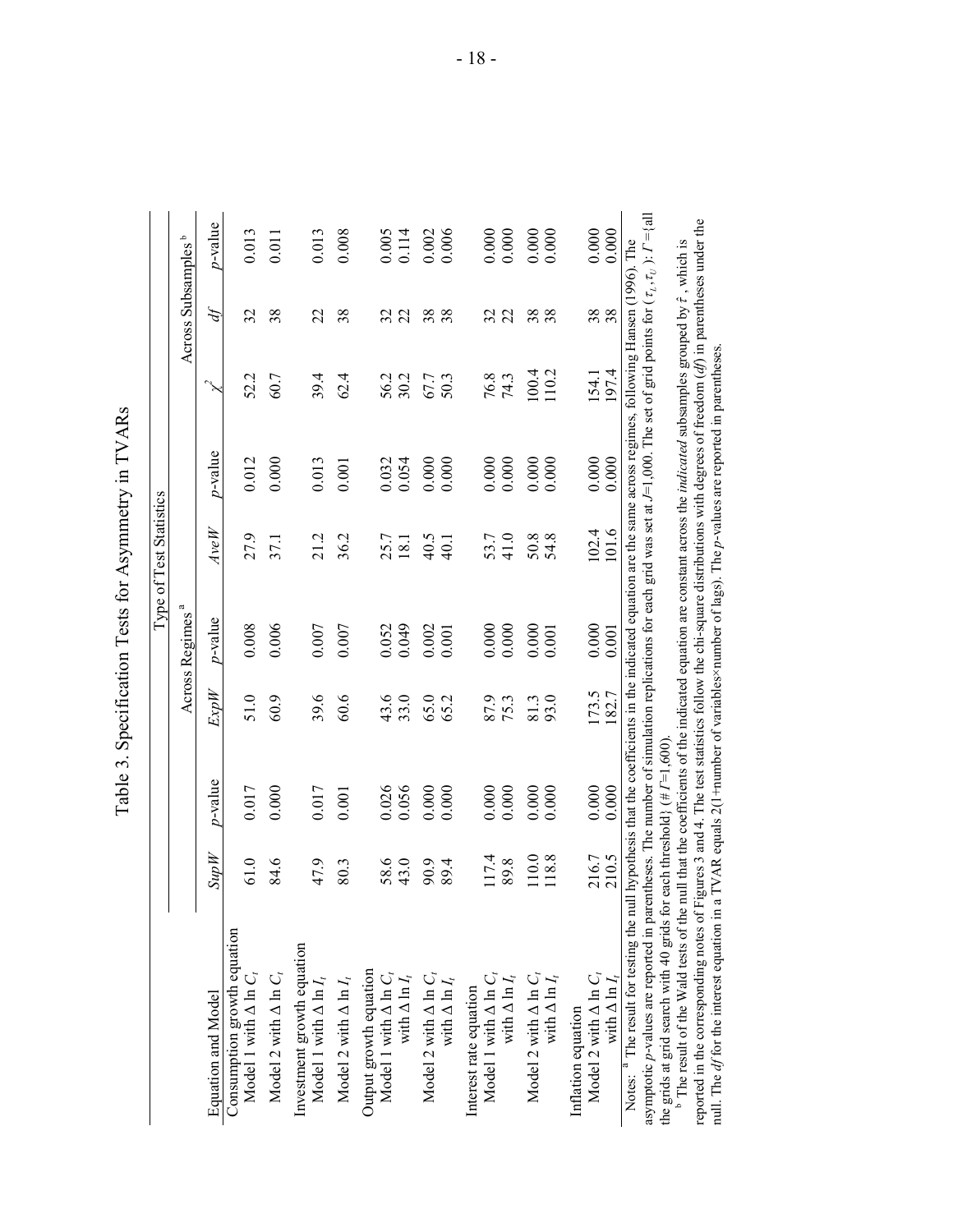# Table 3. Specification Tests for Asymmetry in TVARs

| Equation and Model | Type of Test Statistics | | | | | | | |
|---|---|---|---|---|---|---|---|---|
| | Across Regimes [a] | | | | | | Across Subsamples [b] | | |
| | *SupW* | *p*-value | *ExpW* | *p*-value | *AveW* | *p*-value | $\chi^2$ | *df* | *p*-value |
| Consumption growth equation | | | | | | | | | |
| Model 1 with $\Delta \ln C_t$ | 61.0 | 0.017 | 51.0 | 0.008 | 27.9 | 0.012 | 52.2 | 32 | 0.013 |
| Model 2 with $\Delta \ln C_t$ | 84.6 | 0.000 | 60.9 | 0.006 | 37.1 | 0.000 | 60.7 | 38 | 0.011 |
| Investment growth equation | | | | | | | | | |
| Model 1 with $\Delta \ln I_t$ | 47.9 | 0.017 | 39.6 | 0.007 | 21.2 | 0.013 | 39.4 | 22 | 0.013 |
| Model 2 with $\Delta \ln I_t$ | 80.3 | 0.001 | 60.6 | 0.007 | 36.2 | 0.001 | 62.4 | 38 | 0.008 |
| Output growth equation | | | | | | | | | |
| Model 1 with $\Delta \ln C_t$ | 58.6 | 0.026 | 43.6 | 0.052 | 25.7 | 0.032 | 56.2 | 32 | 0.005 |
| with $\Delta \ln I_t$ | 43.0 | 0.056 | 33.0 | 0.049 | 18.1 | 0.054 | 30.2 | 22 | 0.114 |
| Model 2 with $\Delta \ln C_t$ | 90.9 | 0.000 | 65.0 | 0.002 | 40.5 | 0.000 | 67.7 | 38 | 0.002 |
| with $\Delta \ln I_t$ | 89.4 | 0.000 | 65.2 | 0.001 | 40.1 | 0.000 | 50.3 | 38 | 0.006 |
| Interest rate equation | | | | | | | | | |
| Model 1 with $\Delta \ln C_t$ | 117.4 | 0.000 | 87.9 | 0.000 | 53.7 | 0.000 | 76.8 | 32 | 0.000 |
| with $\Delta \ln I_t$ | 89.8 | 0.000 | 75.3 | 0.000 | 41.0 | 0.000 | 74.3 | 22 | 0.000 |
| Model 2 with $\Delta \ln C_t$ | 110.0 | 0.000 | 81.3 | 0.000 | 50.8 | 0.000 | 100.4 | 38 | 0.000 |
| with $\Delta \ln I_t$ | 118.8 | 0.000 | 93.0 | 0.001 | 54.8 | 0.000 | 110.2 | 38 | 0.000 |
| Inflation equation | | | | | | | | | |
| Model 2 with $\Delta \ln C_t$ | 216.7 | 0.000 | 173.5 | 0.000 | 102.4 | 0.000 | 154.1 | 38 | 0.000 |
| with $\Delta \ln I_t$ | 210.5 | 0.000 | 182.7 | 0.001 | 101.6 | 0.000 | 197.4 | 38 | 0.000 |

Notes: [a] The result for testing the null hypothesis that the coefficients in the indicated equation are the same across regimes, following Hansen (1996). The asymptotic *p*-values are reported in parentheses. The number of simulation replications for each grid was set at *J*=1,000. The set of grid points for $(\tau_L, \tau_U)$: $\Gamma$={all the grids at grid search with 40 grids for each threshold} (#$\Gamma$=1,600).

[b] The result of the Wald tests of the null that the coefficients of the indicated equation are constant across the *indicated* subsamples grouped by $\hat{\tau}$, which is reported in the corresponding notes of Figures 3 and 4. The test statistics follow the chi-square distributions with degrees of freedom (*df*) in parentheses under the null. The *df* for the interest equation in a TVAR equals 2(1+number of variables×number of lags). The *p*-values are reported in parentheses.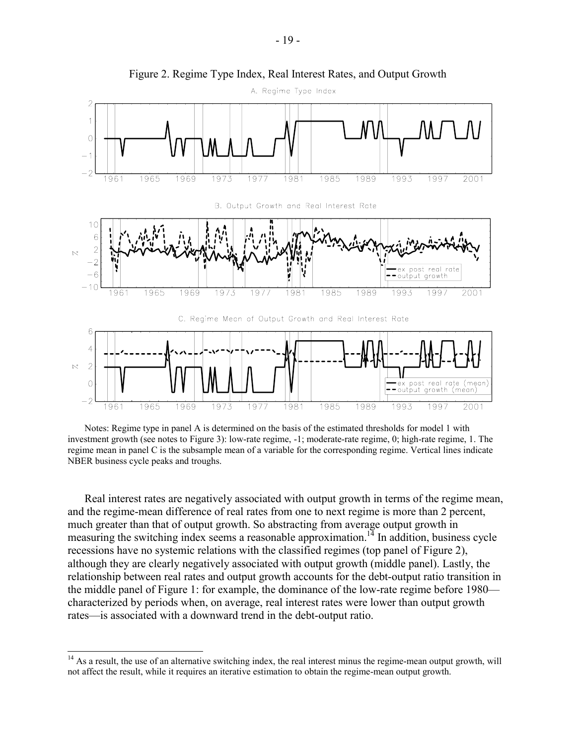Figure 2. Regime Type Index, Real Interest Rates, and Output Growth

Notes: Regime type in panel A is determined on the basis of the estimated thresholds for model 1 with investment growth (see notes to Figure 3): low-rate regime, -1; moderate-rate regime, 0; high-rate regime, 1. The regime mean in panel C is the subsample mean of a variable for the corresponding regime. Vertical lines indicate NBER business cycle peaks and troughs.

Real interest rates are negatively associated with output growth in terms of the regime mean, and the regime-mean difference of real rates from one to next regime is more than 2 percent, much greater than that of output growth. So abstracting from average output growth in measuring the switching index seems a reasonable approximation.[14] In addition, business cycle recessions have no systemic relations with the classified regimes (top panel of Figure 2), although they are clearly negatively associated with output growth (middle panel). Lastly, the relationship between real rates and output growth accounts for the debt-output ratio transition in the middle panel of Figure 1: for example, the dominance of the low-rate regime before 1980—characterized by periods when, on average, real interest rates were lower than output growth rates—is associated with a downward trend in the debt-output ratio.

[14] As a result, the use of an alternative switching index, the real interest minus the regime-mean output growth, will not affect the result, while it requires an iterative estimation to obtain the regime-mean output growth.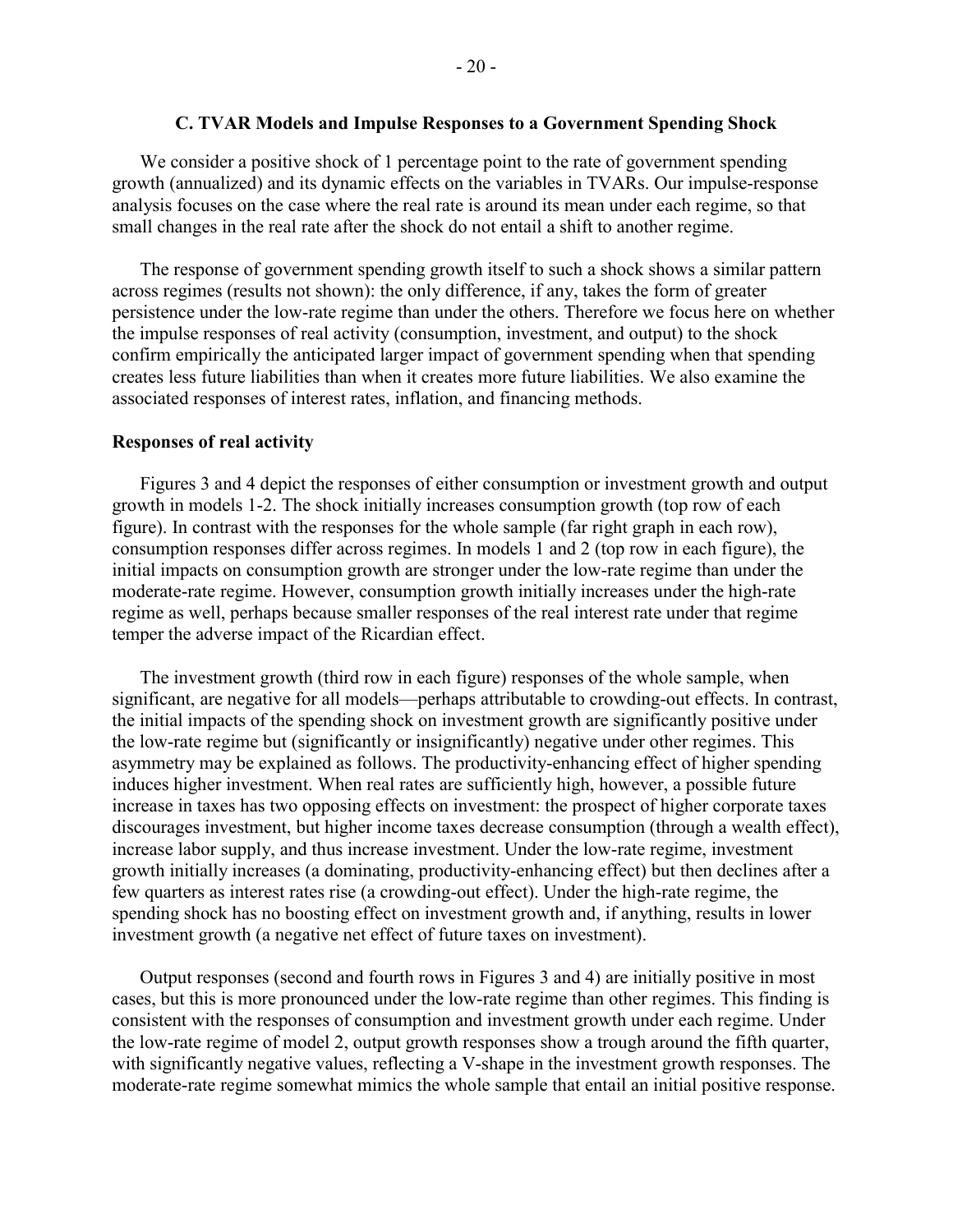### C. TVAR Models and Impulse Responses to a Government Spending Shock

We consider a positive shock of 1 percentage point to the rate of government spending growth (annualized) and its dynamic effects on the variables in TVARs. Our impulse-response analysis focuses on the case where the real rate is around its mean under each regime, so that small changes in the real rate after the shock do not entail a shift to another regime.

The response of government spending growth itself to such a shock shows a similar pattern across regimes (results not shown): the only difference, if any, takes the form of greater persistence under the low-rate regime than under the others. Therefore we focus here on whether the impulse responses of real activity (consumption, investment, and output) to the shock confirm empirically the anticipated larger impact of government spending when that spending creates less future liabilities than when it creates more future liabilities. We also examine the associated responses of interest rates, inflation, and financing methods.

**Responses of real activity**

Figures 3 and 4 depict the responses of either consumption or investment growth and output growth in models 1-2. The shock initially increases consumption growth (top row of each figure). In contrast with the responses for the whole sample (far right graph in each row), consumption responses differ across regimes. In models 1 and 2 (top row in each figure), the initial impacts on consumption growth are stronger under the low-rate regime than under the moderate-rate regime. However, consumption growth initially increases under the high-rate regime as well, perhaps because smaller responses of the real interest rate under that regime temper the adverse impact of the Ricardian effect.

The investment growth (third row in each figure) responses of the whole sample, when significant, are negative for all models—perhaps attributable to crowding-out effects. In contrast, the initial impacts of the spending shock on investment growth are significantly positive under the low-rate regime but (significantly or insignificantly) negative under other regimes. This asymmetry may be explained as follows. The productivity-enhancing effect of higher spending induces higher investment. When real rates are sufficiently high, however, a possible future increase in taxes has two opposing effects on investment: the prospect of higher corporate taxes discourages investment, but higher income taxes decrease consumption (through a wealth effect), increase labor supply, and thus increase investment. Under the low-rate regime, investment growth initially increases (a dominating, productivity-enhancing effect) but then declines after a few quarters as interest rates rise (a crowding-out effect). Under the high-rate regime, the spending shock has no boosting effect on investment growth and, if anything, results in lower investment growth (a negative net effect of future taxes on investment).

Output responses (second and fourth rows in Figures 3 and 4) are initially positive in most cases, but this is more pronounced under the low-rate regime than other regimes. This finding is consistent with the responses of consumption and investment growth under each regime. Under the low-rate regime of model 2, output growth responses show a trough around the fifth quarter, with significantly negative values, reflecting a V-shape in the investment growth responses. The moderate-rate regime somewhat mimics the whole sample that entail an initial positive response.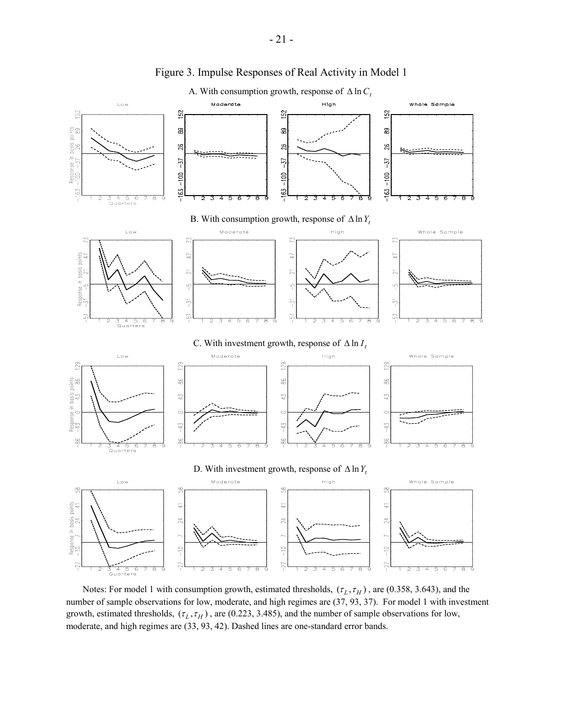# Figure 3. Impulse Responses of Real Activity in Model 1

A. With consumption growth, response of $\Delta \ln C_t$

B. With consumption growth, response of $\Delta \ln Y_t$

C. With investment growth, response of $\Delta \ln I_t$

D. With investment growth, response of $\Delta \ln Y_t$

Notes: For model 1 with consumption growth, estimated thresholds, $(\tau_L, \tau_H)$, are (0.358, 3.643), and the number of sample observations for low, moderate, and high regimes are (37, 93, 37). For model 1 with investment growth, estimated thresholds, $(\tau_L, \tau_H)$, are (0.223, 3.485), and the number of sample observations for low, moderate, and high regimes are (33, 93, 42). Dashed lines are one-standard error bands.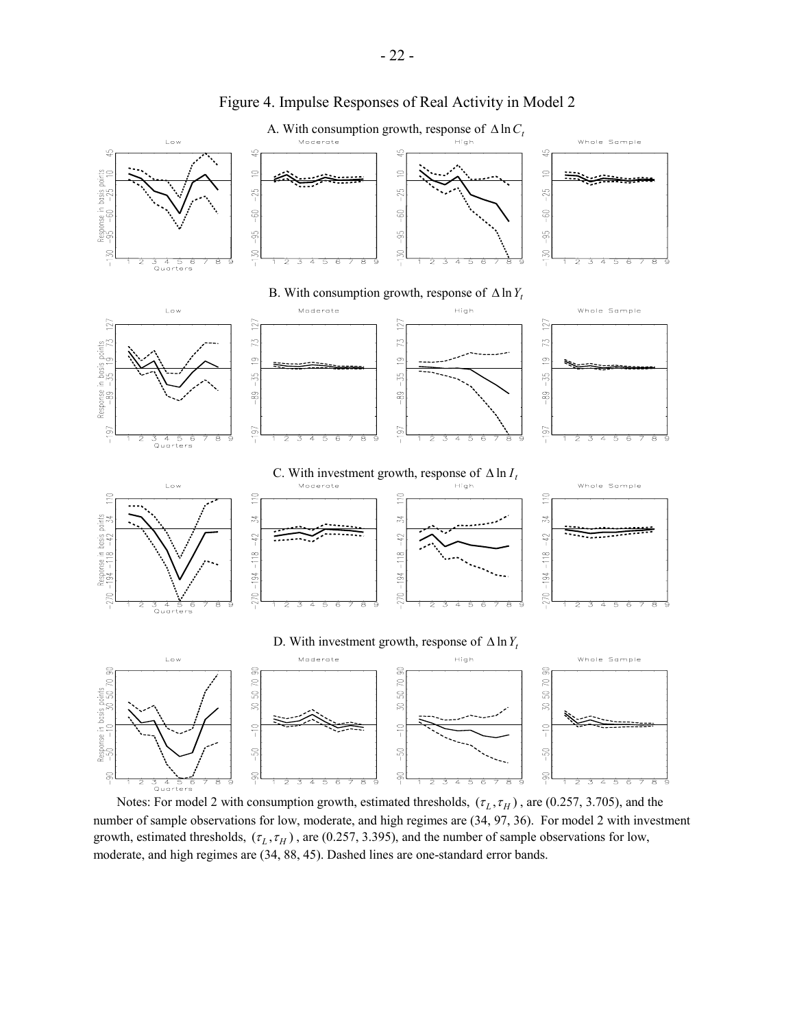# Figure 4. Impulse Responses of Real Activity in Model 2

A. With consumption growth, response of $\Delta \ln C_t$

B. With consumption growth, response of $\Delta \ln Y_t$

C. With investment growth, response of $\Delta \ln I_t$

D. With investment growth, response of $\Delta \ln Y_t$

Notes: For model 2 with consumption growth, estimated thresholds, $(\tau_L, \tau_H)$, are (0.257, 3.705), and the number of sample observations for low, moderate, and high regimes are (34, 97, 36). For model 2 with investment growth, estimated thresholds, $(\tau_L, \tau_H)$, are (0.257, 3.395), and the number of sample observations for low, moderate, and high regimes are (34, 88, 45). Dashed lines are one-standard error bands.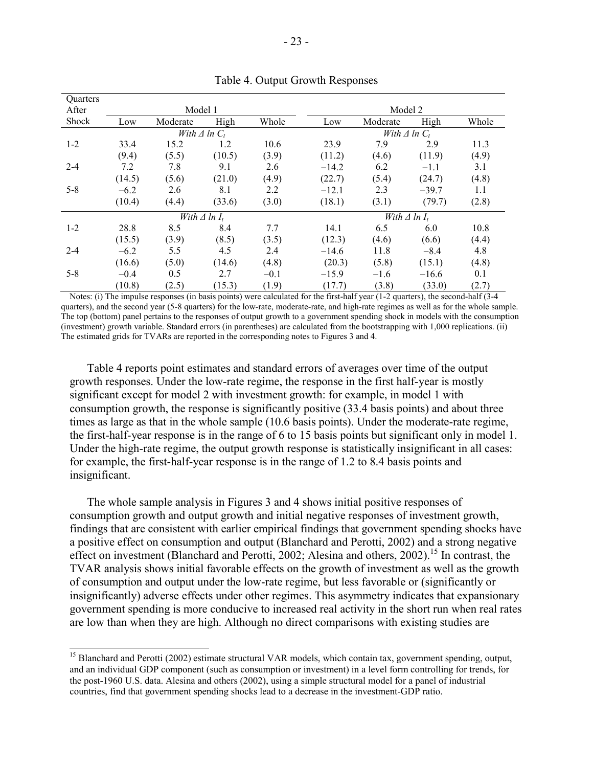Table 4. Output Growth Responses

| Quarters After Shock | Model 1 | | | | Model 2 | | | |
|---|---|---|---|---|---|---|---|---|
| | Low | Moderate | High | Whole | Low | Moderate | High | Whole |
| | *With $\Delta \ln C_t$* | | | | *With $\Delta \ln C_t$* | | | |
| 1-2 | 33.4 | 15.2 | 1.2 | 10.6 | 23.9 | 7.9 | 2.9 | 11.3 |
| | (9.4) | (5.5) | (10.5) | (3.9) | (11.2) | (4.6) | (11.9) | (4.9) |
| 2-4 | 7.2 | 7.8 | 9.1 | 2.6 | −14.2 | 6.2 | −1.1 | 3.1 |
| | (14.5) | (5.6) | (21.0) | (4.9) | (22.7) | (5.4) | (24.7) | (4.8) |
| 5-8 | −6.2 | 2.6 | 8.1 | 2.2 | −12.1 | 2.3 | −39.7 | 1.1 |
| | (10.4) | (4.4) | (33.6) | (3.0) | (18.1) | (3.1) | (79.7) | (2.8) |
| | *With $\Delta \ln I_t$* | | | | *With $\Delta \ln I_t$* | | | |
| 1-2 | 28.8 | 8.5 | 8.4 | 7.7 | 14.1 | 6.5 | 6.0 | 10.8 |
| | (15.5) | (3.9) | (8.5) | (3.5) | (12.3) | (4.6) | (6.6) | (4.4) |
| 2-4 | −6.2 | 5.5 | 4.5 | 2.4 | −14.6 | 11.8 | −8.4 | 4.8 |
| | (16.6) | (5.0) | (14.6) | (4.8) | (20.3) | (5.8) | (15.1) | (4.8) |
| 5-8 | −0.4 | 0.5 | 2.7 | −0.1 | −15.9 | −1.6 | −16.6 | 0.1 |
| | (10.8) | (2.5) | (15.3) | (1.9) | (17.7) | (3.8) | (33.0) | (2.7) |

Notes: (i) The impulse responses (in basis points) were calculated for the first-half year (1-2 quarters), the second-half (3-4 quarters), and the second year (5-8 quarters) for the low-rate, moderate-rate, and high-rate regimes as well as for the whole sample. The top (bottom) panel pertains to the responses of output growth to a government spending shock in models with the consumption (investment) growth variable. Standard errors (in parentheses) are calculated from the bootstrapping with 1,000 replications. (ii) The estimated grids for TVARs are reported in the corresponding notes to Figures 3 and 4.

Table 4 reports point estimates and standard errors of averages over time of the output growth responses. Under the low-rate regime, the response in the first half-year is mostly significant except for model 2 with investment growth: for example, in model 1 with consumption growth, the response is significantly positive (33.4 basis points) and about three times as large as that in the whole sample (10.6 basis points). Under the moderate-rate regime, the first-half-year response is in the range of 6 to 15 basis points but significant only in model 1. Under the high-rate regime, the output growth response is statistically insignificant in all cases: for example, the first-half-year response is in the range of 1.2 to 8.4 basis points and insignificant.

The whole sample analysis in Figures 3 and 4 shows initial positive responses of consumption growth and output growth and initial negative responses of investment growth, findings that are consistent with earlier empirical findings that government spending shocks have a positive effect on consumption and output (Blanchard and Perotti, 2002) and a strong negative effect on investment (Blanchard and Perotti, 2002; Alesina and others, 2002).[15] In contrast, the TVAR analysis shows initial favorable effects on the growth of investment as well as the growth of consumption and output under the low-rate regime, but less favorable or (significantly or insignificantly) adverse effects under other regimes. This asymmetry indicates that expansionary government spending is more conducive to increased real activity in the short run when real rates are low than when they are high. Although no direct comparisons with existing studies are

[15] Blanchard and Perotti (2002) estimate structural VAR models, which contain tax, government spending, output, and an individual GDP component (such as consumption or investment) in a level form controlling for trends, for the post-1960 U.S. data. Alesina and others (2002), using a simple structural model for a panel of industrial countries, find that government spending shocks lead to a decrease in the investment-GDP ratio.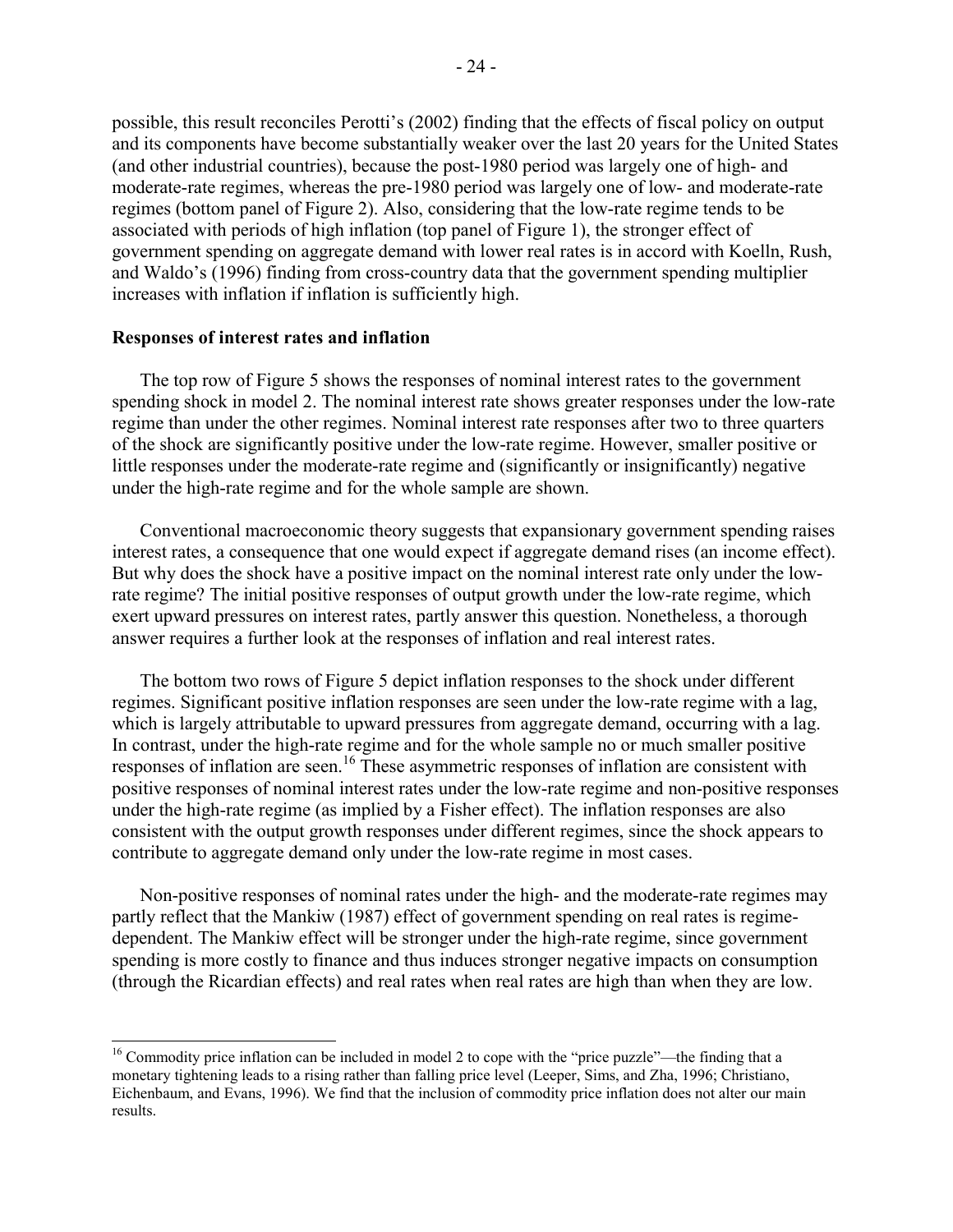possible, this result reconciles Perotti's (2002) finding that the effects of fiscal policy on output and its components have become substantially weaker over the last 20 years for the United States (and other industrial countries), because the post-1980 period was largely one of high- and moderate-rate regimes, whereas the pre-1980 period was largely one of low- and moderate-rate regimes (bottom panel of Figure 2). Also, considering that the low-rate regime tends to be associated with periods of high inflation (top panel of Figure 1), the stronger effect of government spending on aggregate demand with lower real rates is in accord with Koelln, Rush, and Waldo's (1996) finding from cross-country data that the government spending multiplier increases with inflation if inflation is sufficiently high.

**Responses of interest rates and inflation**

The top row of Figure 5 shows the responses of nominal interest rates to the government spending shock in model 2. The nominal interest rate shows greater responses under the low-rate regime than under the other regimes. Nominal interest rate responses after two to three quarters of the shock are significantly positive under the low-rate regime. However, smaller positive or little responses under the moderate-rate regime and (significantly or insignificantly) negative under the high-rate regime and for the whole sample are shown.

Conventional macroeconomic theory suggests that expansionary government spending raises interest rates, a consequence that one would expect if aggregate demand rises (an income effect). But why does the shock have a positive impact on the nominal interest rate only under the low-rate regime? The initial positive responses of output growth under the low-rate regime, which exert upward pressures on interest rates, partly answer this question. Nonetheless, a thorough answer requires a further look at the responses of inflation and real interest rates.

The bottom two rows of Figure 5 depict inflation responses to the shock under different regimes. Significant positive inflation responses are seen under the low-rate regime with a lag, which is largely attributable to upward pressures from aggregate demand, occurring with a lag. In contrast, under the high-rate regime and for the whole sample no or much smaller positive responses of inflation are seen.[16] These asymmetric responses of inflation are consistent with positive responses of nominal interest rates under the low-rate regime and non-positive responses under the high-rate regime (as implied by a Fisher effect). The inflation responses are also consistent with the output growth responses under different regimes, since the shock appears to contribute to aggregate demand only under the low-rate regime in most cases.

Non-positive responses of nominal rates under the high- and the moderate-rate regimes may partly reflect that the Mankiw (1987) effect of government spending on real rates is regime-dependent. The Mankiw effect will be stronger under the high-rate regime, since government spending is more costly to finance and thus induces stronger negative impacts on consumption (through the Ricardian effects) and real rates when real rates are high than when they are low.

[16] Commodity price inflation can be included in model 2 to cope with the "price puzzle"—the finding that a monetary tightening leads to a rising rather than falling price level (Leeper, Sims, and Zha, 1996; Christiano, Eichenbaum, and Evans, 1996). We find that the inclusion of commodity price inflation does not alter our main results.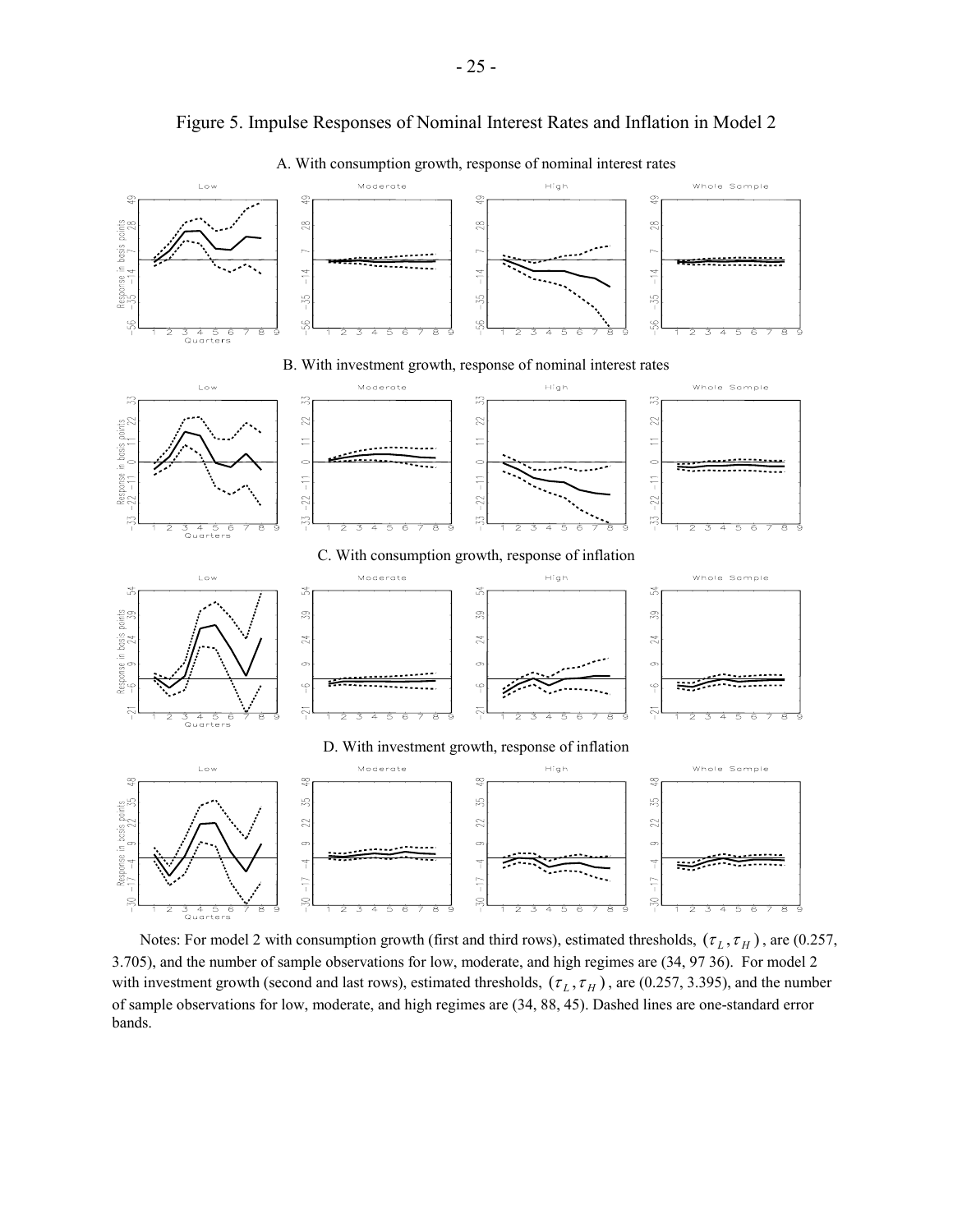# Figure 5. Impulse Responses of Nominal Interest Rates and Inflation in Model 2

A. With consumption growth, response of nominal interest rates

B. With investment growth, response of nominal interest rates

C. With consumption growth, response of inflation

D. With investment growth, response of inflation

Notes: For model 2 with consumption growth (first and third rows), estimated thresholds, $(\tau_L, \tau_H)$, are (0.257, 3.705), and the number of sample observations for low, moderate, and high regimes are (34, 97 36). For model 2 with investment growth (second and last rows), estimated thresholds, $(\tau_L, \tau_H)$, are (0.257, 3.395), and the number of sample observations for low, moderate, and high regimes are (34, 88, 45). Dashed lines are one-standard error bands.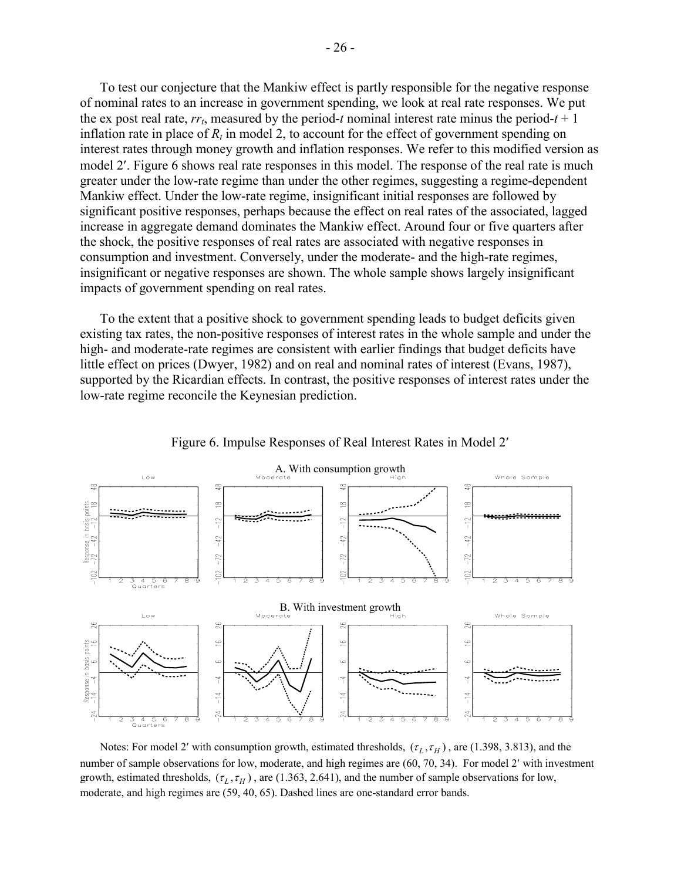To test our conjecture that the Mankiw effect is partly responsible for the negative response of nominal rates to an increase in government spending, we look at real rate responses. We put the ex post real rate, $rr_t$, measured by the period-$t$ nominal interest rate minus the period-$t + 1$ inflation rate in place of $R_t$ in model 2, to account for the effect of government spending on interest rates through money growth and inflation responses. We refer to this modified version as model 2′. Figure 6 shows real rate responses in this model. The response of the real rate is much greater under the low-rate regime than under the other regimes, suggesting a regime-dependent Mankiw effect. Under the low-rate regime, insignificant initial responses are followed by significant positive responses, perhaps because the effect on real rates of the associated, lagged increase in aggregate demand dominates the Mankiw effect. Around four or five quarters after the shock, the positive responses of real rates are associated with negative responses in consumption and investment. Conversely, under the moderate- and the high-rate regimes, insignificant or negative responses are shown. The whole sample shows largely insignificant impacts of government spending on real rates.

To the extent that a positive shock to government spending leads to budget deficits given existing tax rates, the non-positive responses of interest rates in the whole sample and under the high- and moderate-rate regimes are consistent with earlier findings that budget deficits have little effect on prices (Dwyer, 1982) and on real and nominal rates of interest (Evans, 1987), supported by the Ricardian effects. In contrast, the positive responses of interest rates under the low-rate regime reconcile the Keynesian prediction.

Figure 6. Impulse Responses of Real Interest Rates in Model 2′

A. With consumption growth

B. With investment growth

Notes: For model 2′ with consumption growth, estimated thresholds, $(\tau_L, \tau_H)$, are (1.398, 3.813), and the number of sample observations for low, moderate, and high regimes are (60, 70, 34). For model 2′ with investment growth, estimated thresholds, $(\tau_L, \tau_H)$, are (1.363, 2.641), and the number of sample observations for low, moderate, and high regimes are (59, 40, 65). Dashed lines are one-standard error bands.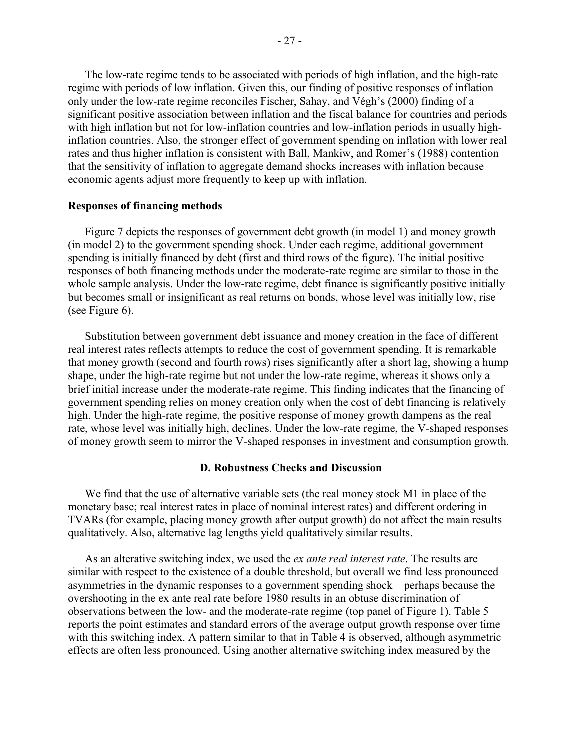The low-rate regime tends to be associated with periods of high inflation, and the high-rate regime with periods of low inflation. Given this, our finding of positive responses of inflation only under the low-rate regime reconciles Fischer, Sahay, and Végh's (2000) finding of a significant positive association between inflation and the fiscal balance for countries and periods with high inflation but not for low-inflation countries and low-inflation periods in usually high-inflation countries. Also, the stronger effect of government spending on inflation with lower real rates and thus higher inflation is consistent with Ball, Mankiw, and Romer's (1988) contention that the sensitivity of inflation to aggregate demand shocks increases with inflation because economic agents adjust more frequently to keep up with inflation.

**Responses of financing methods**

Figure 7 depicts the responses of government debt growth (in model 1) and money growth (in model 2) to the government spending shock. Under each regime, additional government spending is initially financed by debt (first and third rows of the figure). The initial positive responses of both financing methods under the moderate-rate regime are similar to those in the whole sample analysis. Under the low-rate regime, debt finance is significantly positive initially but becomes small or insignificant as real returns on bonds, whose level was initially low, rise (see Figure 6).

Substitution between government debt issuance and money creation in the face of different real interest rates reflects attempts to reduce the cost of government spending. It is remarkable that money growth (second and fourth rows) rises significantly after a short lag, showing a hump shape, under the high-rate regime but not under the low-rate regime, whereas it shows only a brief initial increase under the moderate-rate regime. This finding indicates that the financing of government spending relies on money creation only when the cost of debt financing is relatively high. Under the high-rate regime, the positive response of money growth dampens as the real rate, whose level was initially high, declines. Under the low-rate regime, the V-shaped responses of money growth seem to mirror the V-shaped responses in investment and consumption growth.

### D. Robustness Checks and Discussion

We find that the use of alternative variable sets (the real money stock M1 in place of the monetary base; real interest rates in place of nominal interest rates) and different ordering in TVARs (for example, placing money growth after output growth) do not affect the main results qualitatively. Also, alternative lag lengths yield qualitatively similar results.

As an alterative switching index, we used the *ex ante real interest rate*. The results are similar with respect to the existence of a double threshold, but overall we find less pronounced asymmetries in the dynamic responses to a government spending shock—perhaps because the overshooting in the ex ante real rate before 1980 results in an obtuse discrimination of observations between the low- and the moderate-rate regime (top panel of Figure 1). Table 5 reports the point estimates and standard errors of the average output growth response over time with this switching index. A pattern similar to that in Table 4 is observed, although asymmetric effects are often less pronounced. Using another alternative switching index measured by the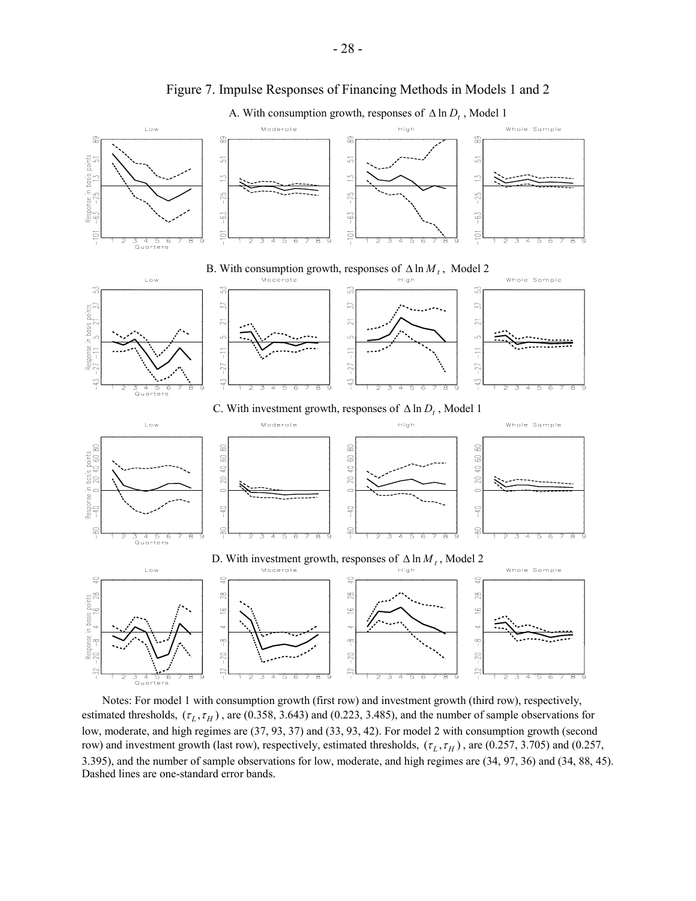Figure 7. Impulse Responses of Financing Methods in Models 1 and 2

A. With consumption growth, responses of $\Delta \ln D_t$, Model 1

B. With consumption growth, responses of $\Delta \ln M_t$, Model 2

C. With investment growth, responses of $\Delta \ln D_t$, Model 1

D. With investment growth, responses of $\Delta \ln M_t$, Model 2

Notes: For model 1 with consumption growth (first row) and investment growth (third row), respectively, estimated thresholds, $(\tau_L, \tau_H)$, are (0.358, 3.643) and (0.223, 3.485), and the number of sample observations for low, moderate, and high regimes are (37, 93, 37) and (33, 93, 42). For model 2 with consumption growth (second row) and investment growth (last row), respectively, estimated thresholds, $(\tau_L, \tau_H)$, are (0.257, 3.705) and (0.257, 3.395), and the number of sample observations for low, moderate, and high regimes are (34, 97, 36) and (34, 88, 45). Dashed lines are one-standard error bands.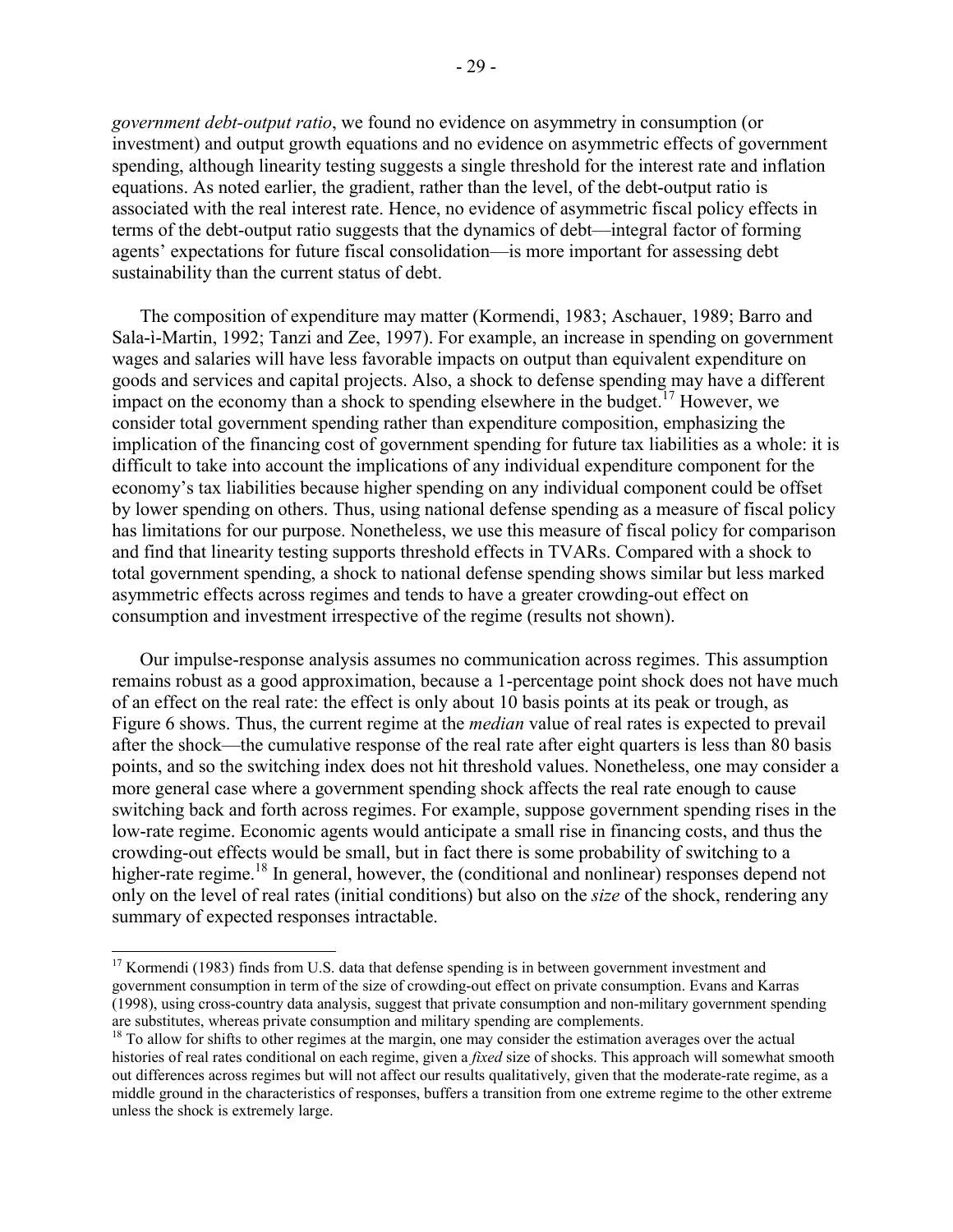*government debt-output ratio*, we found no evidence on asymmetry in consumption (or investment) and output growth equations and no evidence on asymmetric effects of government spending, although linearity testing suggests a single threshold for the interest rate and inflation equations. As noted earlier, the gradient, rather than the level, of the debt-output ratio is associated with the real interest rate. Hence, no evidence of asymmetric fiscal policy effects in terms of the debt-output ratio suggests that the dynamics of debt—integral factor of forming agents' expectations for future fiscal consolidation—is more important for assessing debt sustainability than the current status of debt.

The composition of expenditure may matter (Kormendi, 1983; Aschauer, 1989; Barro and Sala-ì-Martin, 1992; Tanzi and Zee, 1997). For example, an increase in spending on government wages and salaries will have less favorable impacts on output than equivalent expenditure on goods and services and capital projects. Also, a shock to defense spending may have a different impact on the economy than a shock to spending elsewhere in the budget.[17] However, we consider total government spending rather than expenditure composition, emphasizing the implication of the financing cost of government spending for future tax liabilities as a whole: it is difficult to take into account the implications of any individual expenditure component for the economy's tax liabilities because higher spending on any individual component could be offset by lower spending on others. Thus, using national defense spending as a measure of fiscal policy has limitations for our purpose. Nonetheless, we use this measure of fiscal policy for comparison and find that linearity testing supports threshold effects in TVARs. Compared with a shock to total government spending, a shock to national defense spending shows similar but less marked asymmetric effects across regimes and tends to have a greater crowding-out effect on consumption and investment irrespective of the regime (results not shown).

Our impulse-response analysis assumes no communication across regimes. This assumption remains robust as a good approximation, because a 1-percentage point shock does not have much of an effect on the real rate: the effect is only about 10 basis points at its peak or trough, as Figure 6 shows. Thus, the current regime at the *median* value of real rates is expected to prevail after the shock—the cumulative response of the real rate after eight quarters is less than 80 basis points, and so the switching index does not hit threshold values. Nonetheless, one may consider a more general case where a government spending shock affects the real rate enough to cause switching back and forth across regimes. For example, suppose government spending rises in the low-rate regime. Economic agents would anticipate a small rise in financing costs, and thus the crowding-out effects would be small, but in fact there is some probability of switching to a higher-rate regime.[18] In general, however, the (conditional and nonlinear) responses depend not only on the level of real rates (initial conditions) but also on the *size* of the shock, rendering any summary of expected responses intractable.

---

[17] Kormendi (1983) finds from U.S. data that defense spending is in between government investment and government consumption in term of the size of crowding-out effect on private consumption. Evans and Karras (1998), using cross-country data analysis, suggest that private consumption and non-military government spending are substitutes, whereas private consumption and military spending are complements.

[18] To allow for shifts to other regimes at the margin, one may consider the estimation averages over the actual histories of real rates conditional on each regime, given a *fixed* size of shocks. This approach will somewhat smooth out differences across regimes but will not affect our results qualitatively, given that the moderate-rate regime, as a middle ground in the characteristics of responses, buffers a transition from one extreme regime to the other extreme unless the shock is extremely large.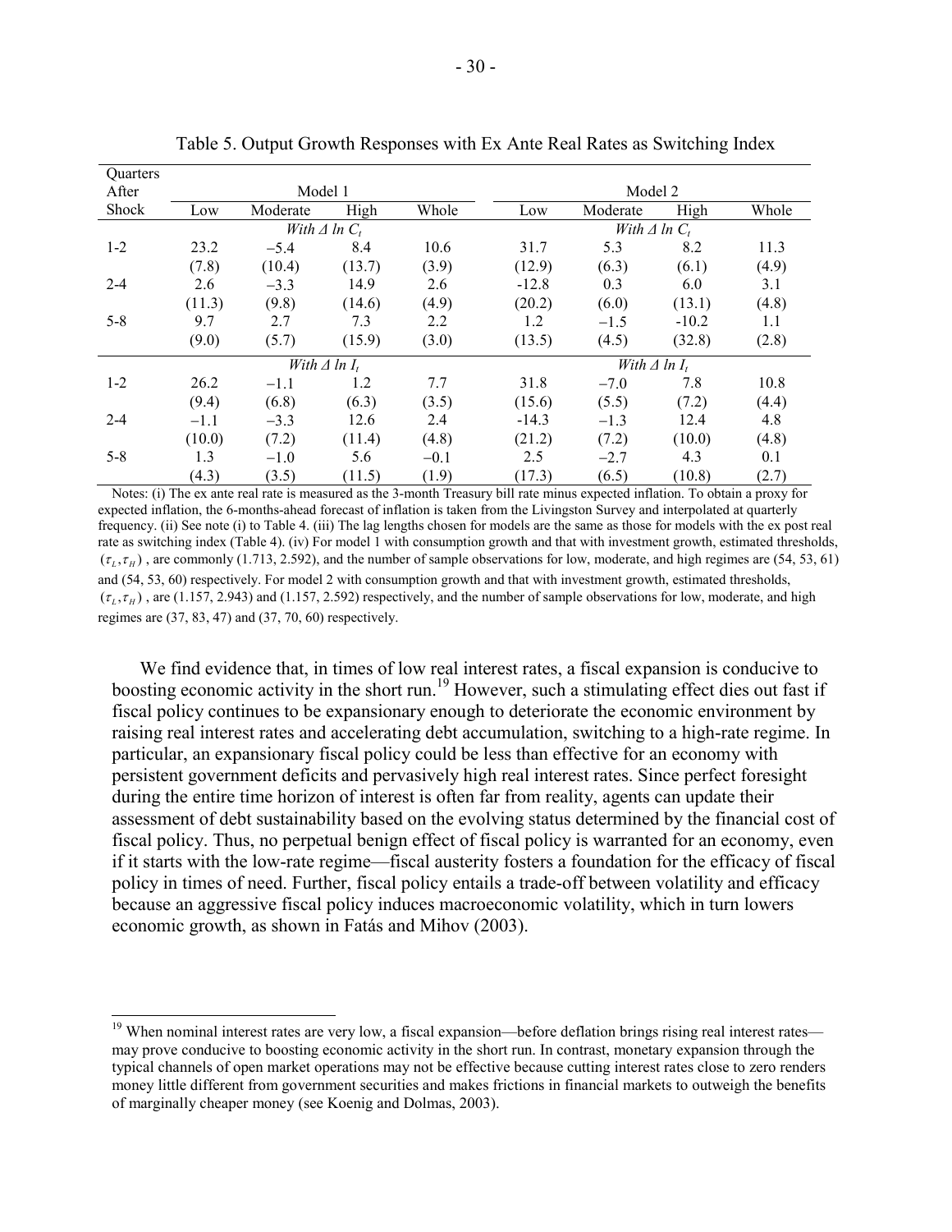Table 5. Output Growth Responses with Ex Ante Real Rates as Switching Index

| Quarters After Shock | Model 1 | | | | Model 2 | | | |
|---|---|---|---|---|---|---|---|---|
| | Low | Moderate | High | Whole | Low | Moderate | High | Whole |
| | *With $\Delta$ ln $C_t$* | | | | *With $\Delta$ ln $C_t$* | | | |
| 1-2 | 23.2 | −5.4 | 8.4 | 10.6 | 31.7 | 5.3 | 8.2 | 11.3 |
| | (7.8) | (10.4) | (13.7) | (3.9) | (12.9) | (6.3) | (6.1) | (4.9) |
| 2-4 | 2.6 | −3.3 | 14.9 | 2.6 | -12.8 | 0.3 | 6.0 | 3.1 |
| | (11.3) | (9.8) | (14.6) | (4.9) | (20.2) | (6.0) | (13.1) | (4.8) |
| 5-8 | 9.7 | 2.7 | 7.3 | 2.2 | 1.2 | −1.5 | -10.2 | 1.1 |
| | (9.0) | (5.7) | (15.9) | (3.0) | (13.5) | (4.5) | (32.8) | (2.8) |
| | *With $\Delta$ ln $I_t$* | | | | *With $\Delta$ ln $I_t$* | | | |
| 1-2 | 26.2 | −1.1 | 1.2 | 7.7 | 31.8 | −7.0 | 7.8 | 10.8 |
| | (9.4) | (6.8) | (6.3) | (3.5) | (15.6) | (5.5) | (7.2) | (4.4) |
| 2-4 | −1.1 | −3.3 | 12.6 | 2.4 | -14.3 | −1.3 | 12.4 | 4.8 |
| | (10.0) | (7.2) | (11.4) | (4.8) | (21.2) | (7.2) | (10.0) | (4.8) |
| 5-8 | 1.3 | −1.0 | 5.6 | −0.1 | 2.5 | −2.7 | 4.3 | 0.1 |
| | (4.3) | (3.5) | (11.5) | (1.9) | (17.3) | (6.5) | (10.8) | (2.7) |

Notes: (i) The ex ante real rate is measured as the 3-month Treasury bill rate minus expected inflation. To obtain a proxy for expected inflation, the 6-months-ahead forecast of inflation is taken from the Livingston Survey and interpolated at quarterly frequency. (ii) See note (i) to Table 4. (iii) The lag lengths chosen for models are the same as those for models with the ex post real rate as switching index (Table 4). (iv) For model 1 with consumption growth and that with investment growth, estimated thresholds, $(\tau_L, \tau_H)$ , are commonly (1.713, 2.592), and the number of sample observations for low, moderate, and high regimes are (54, 53, 61) and (54, 53, 60) respectively. For model 2 with consumption growth and that with investment growth, estimated thresholds, $(\tau_L, \tau_H)$ , are (1.157, 2.943) and (1.157, 2.592) respectively, and the number of sample observations for low, moderate, and high regimes are (37, 83, 47) and (37, 70, 60) respectively.

We find evidence that, in times of low real interest rates, a fiscal expansion is conducive to boosting economic activity in the short run.[19] However, such a stimulating effect dies out fast if fiscal policy continues to be expansionary enough to deteriorate the economic environment by raising real interest rates and accelerating debt accumulation, switching to a high-rate regime. In particular, an expansionary fiscal policy could be less than effective for an economy with persistent government deficits and pervasively high real interest rates. Since perfect foresight during the entire time horizon of interest is often far from reality, agents can update their assessment of debt sustainability based on the evolving status determined by the financial cost of fiscal policy. Thus, no perpetual benign effect of fiscal policy is warranted for an economy, even if it starts with the low-rate regime—fiscal austerity fosters a foundation for the efficacy of fiscal policy in times of need. Further, fiscal policy entails a trade-off between volatility and efficacy because an aggressive fiscal policy induces macroeconomic volatility, which in turn lowers economic growth, as shown in Fatás and Mihov (2003).

[19] When nominal interest rates are very low, a fiscal expansion—before deflation brings rising real interest rates—may prove conducive to boosting economic activity in the short run. In contrast, monetary expansion through the typical channels of open market operations may not be effective because cutting interest rates close to zero renders money little different from government securities and makes frictions in financial markets to outweigh the benefits of marginally cheaper money (see Koenig and Dolmas, 2003).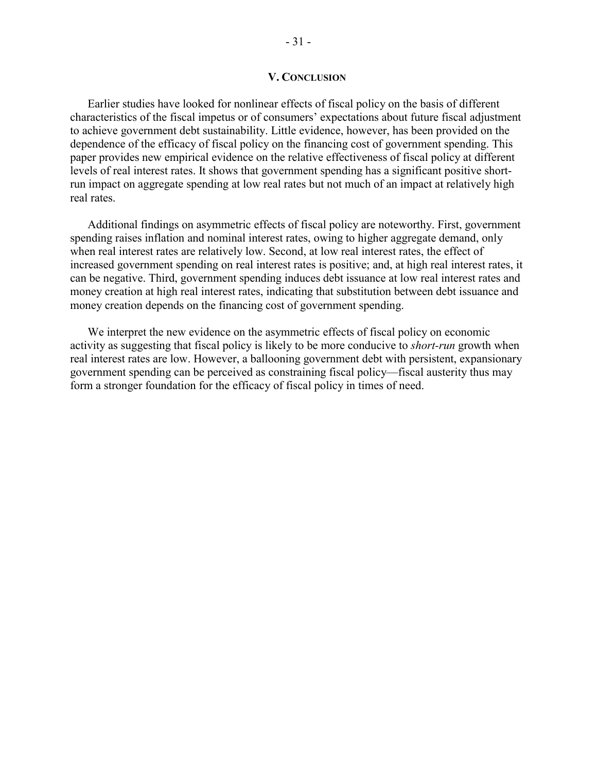## V. Conclusion

Earlier studies have looked for nonlinear effects of fiscal policy on the basis of different characteristics of the fiscal impetus or of consumers' expectations about future fiscal adjustment to achieve government debt sustainability. Little evidence, however, has been provided on the dependence of the efficacy of fiscal policy on the financing cost of government spending. This paper provides new empirical evidence on the relative effectiveness of fiscal policy at different levels of real interest rates. It shows that government spending has a significant positive short-run impact on aggregate spending at low real rates but not much of an impact at relatively high real rates.

Additional findings on asymmetric effects of fiscal policy are noteworthy. First, government spending raises inflation and nominal interest rates, owing to higher aggregate demand, only when real interest rates are relatively low. Second, at low real interest rates, the effect of increased government spending on real interest rates is positive; and, at high real interest rates, it can be negative. Third, government spending induces debt issuance at low real interest rates and money creation at high real interest rates, indicating that substitution between debt issuance and money creation depends on the financing cost of government spending.

We interpret the new evidence on the asymmetric effects of fiscal policy on economic activity as suggesting that fiscal policy is likely to be more conducive to *short-run* growth when real interest rates are low. However, a ballooning government debt with persistent, expansionary government spending can be perceived as constraining fiscal policy—fiscal austerity thus may form a stronger foundation for the efficacy of fiscal policy in times of need.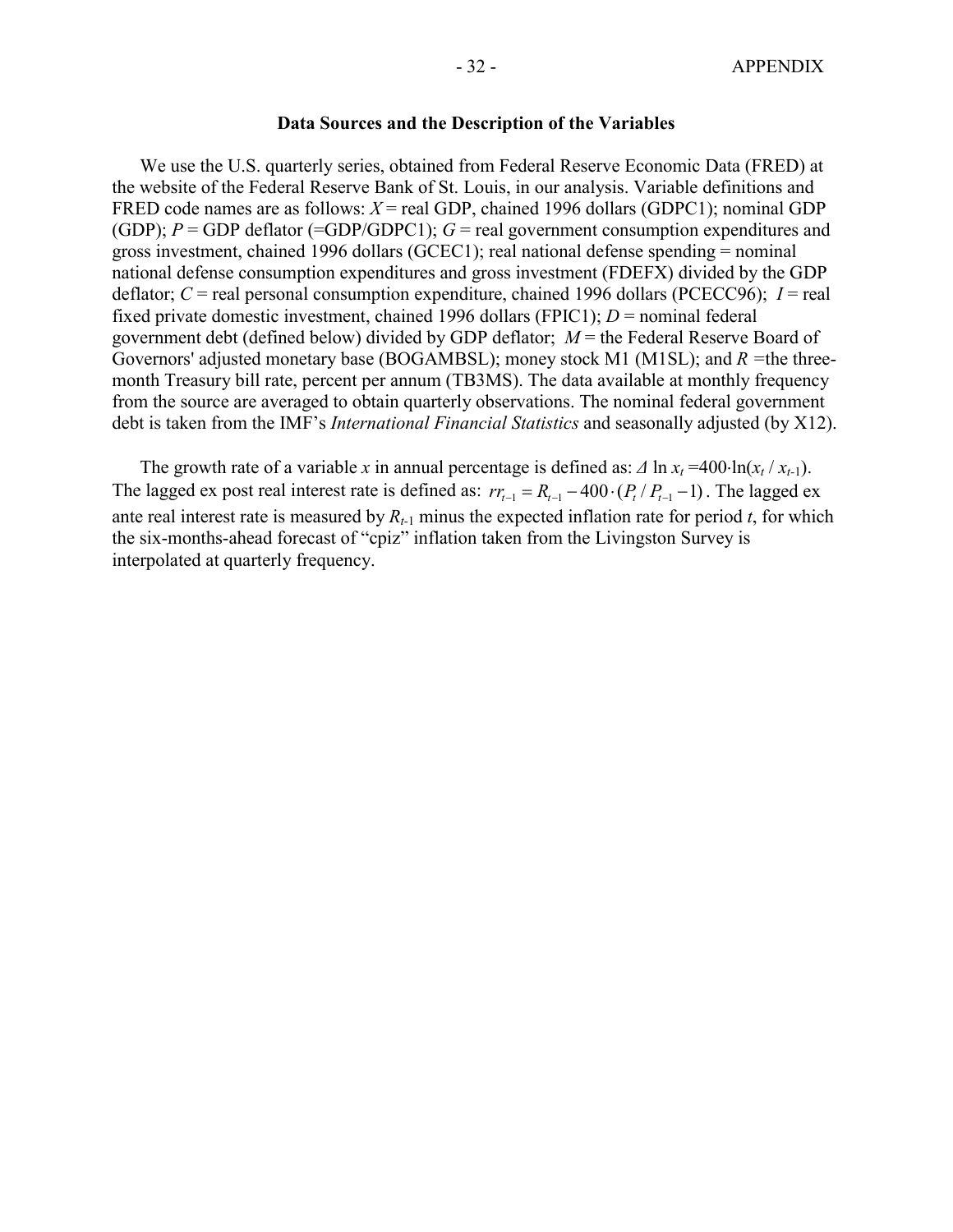### Data Sources and the Description of the Variables

We use the U.S. quarterly series, obtained from Federal Reserve Economic Data (FRED) at the website of the Federal Reserve Bank of St. Louis, in our analysis. Variable definitions and FRED code names are as follows: $X$ = real GDP, chained 1996 dollars (GDPC1); nominal GDP (GDP); $P$ = GDP deflator (=GDP/GDPC1); $G$ = real government consumption expenditures and gross investment, chained 1996 dollars (GCEC1); real national defense spending = nominal national defense consumption expenditures and gross investment (FDEFX) divided by the GDP deflator; $C$ = real personal consumption expenditure, chained 1996 dollars (PCECC96); $I$ = real fixed private domestic investment, chained 1996 dollars (FPIC1); $D$ = nominal federal government debt (defined below) divided by GDP deflator; $M$ = the Federal Reserve Board of Governors' adjusted monetary base (BOGAMBSL); money stock M1 (M1SL); and $R$ =the three-month Treasury bill rate, percent per annum (TB3MS). The data available at monthly frequency from the source are averaged to obtain quarterly observations. The nominal federal government debt is taken from the IMF's *International Financial Statistics* and seasonally adjusted (by X12).

The growth rate of a variable $x$ in annual percentage is defined as: $\Delta \ln x_t = 400 \cdot \ln(x_t / x_{t-1})$. The lagged ex post real interest rate is defined as: $rr_{t-1} = R_{t-1} - 400 \cdot (P_t / P_{t-1} - 1)$. The lagged ex ante real interest rate is measured by $R_{t-1}$ minus the expected inflation rate for period $t$, for which the six-months-ahead forecast of "cpiz" inflation taken from the Livingston Survey is interpolated at quarterly frequency.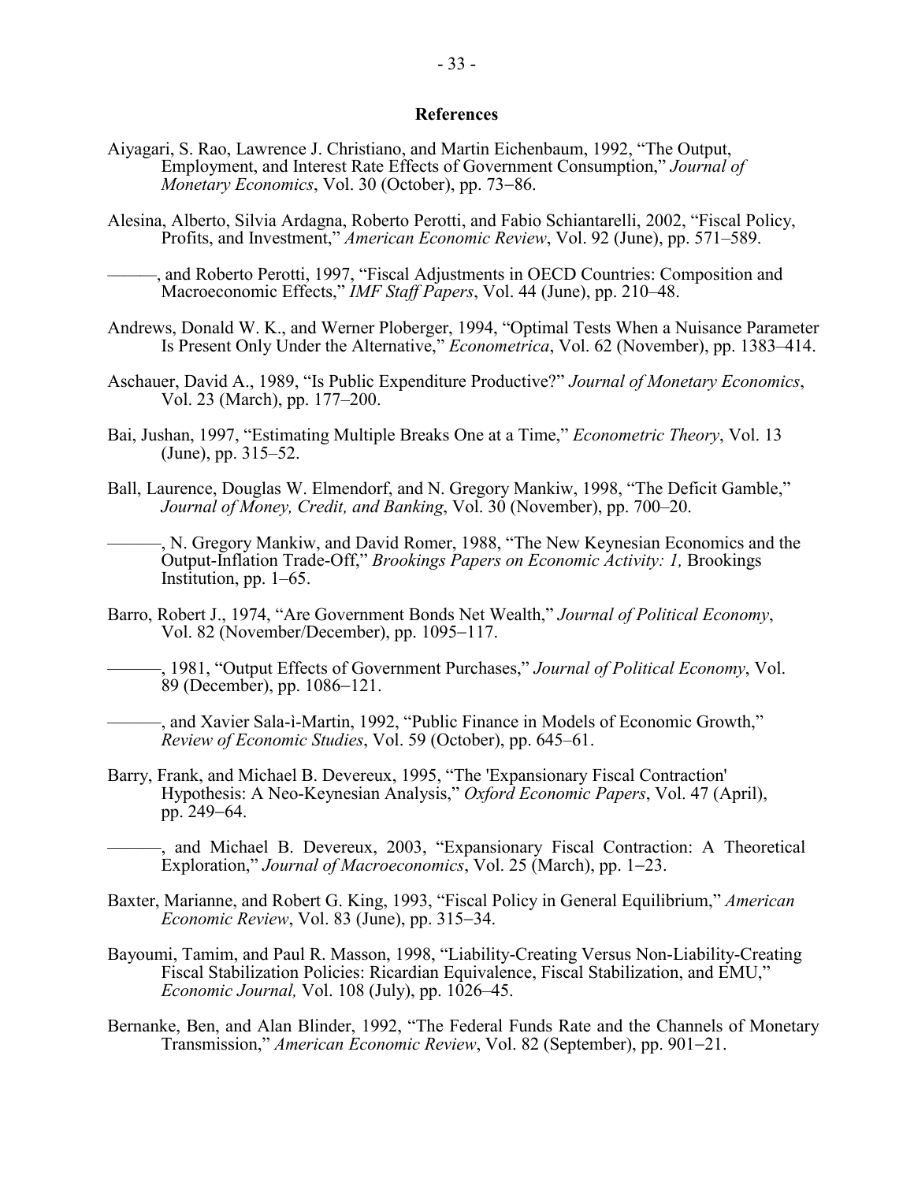## References

Aiyagari, S. Rao, Lawrence J. Christiano, and Martin Eichenbaum, 1992, "The Output, Employment, and Interest Rate Effects of Government Consumption," *Journal of Monetary Economics*, Vol. 30 (October), pp. 73–86.

Alesina, Alberto, Silvia Ardagna, Roberto Perotti, and Fabio Schiantarelli, 2002, "Fiscal Policy, Profits, and Investment," *American Economic Review*, Vol. 92 (June), pp. 571–589.

———, and Roberto Perotti, 1997, "Fiscal Adjustments in OECD Countries: Composition and Macroeconomic Effects," *IMF Staff Papers*, Vol. 44 (June), pp. 210–48.

Andrews, Donald W. K., and Werner Ploberger, 1994, "Optimal Tests When a Nuisance Parameter Is Present Only Under the Alternative," *Econometrica*, Vol. 62 (November), pp. 1383–414.

Aschauer, David A., 1989, "Is Public Expenditure Productive?" *Journal of Monetary Economics*, Vol. 23 (March), pp. 177–200.

Bai, Jushan, 1997, "Estimating Multiple Breaks One at a Time," *Econometric Theory*, Vol. 13 (June), pp. 315–52.

Ball, Laurence, Douglas W. Elmendorf, and N. Gregory Mankiw, 1998, "The Deficit Gamble," *Journal of Money, Credit, and Banking*, Vol. 30 (November), pp. 700–20.

———, N. Gregory Mankiw, and David Romer, 1988, "The New Keynesian Economics and the Output-Inflation Trade-Off," *Brookings Papers on Economic Activity: 1,* Brookings Institution, pp. 1–65.

Barro, Robert J., 1974, "Are Government Bonds Net Wealth," *Journal of Political Economy*, Vol. 82 (November/December), pp. 1095–117.

———, 1981, "Output Effects of Government Purchases," *Journal of Political Economy*, Vol. 89 (December), pp. 1086–121.

———, and Xavier Sala-i-Martin, 1992, "Public Finance in Models of Economic Growth," *Review of Economic Studies*, Vol. 59 (October), pp. 645–61.

Barry, Frank, and Michael B. Devereux, 1995, "The 'Expansionary Fiscal Contraction' Hypothesis: A Neo-Keynesian Analysis," *Oxford Economic Papers*, Vol. 47 (April), pp. 249–64.

———, and Michael B. Devereux, 2003, "Expansionary Fiscal Contraction: A Theoretical Exploration," *Journal of Macroeconomics*, Vol. 25 (March), pp. 1–23.

Baxter, Marianne, and Robert G. King, 1993, "Fiscal Policy in General Equilibrium," *American Economic Review*, Vol. 83 (June), pp. 315–34.

Bayoumi, Tamim, and Paul R. Masson, 1998, "Liability-Creating Versus Non-Liability-Creating Fiscal Stabilization Policies: Ricardian Equivalence, Fiscal Stabilization, and EMU," *Economic Journal,* Vol. 108 (July), pp. 1026–45.

Bernanke, Ben, and Alan Blinder, 1992, "The Federal Funds Rate and the Channels of Monetary Transmission," *American Economic Review*, Vol. 82 (September), pp. 901–21.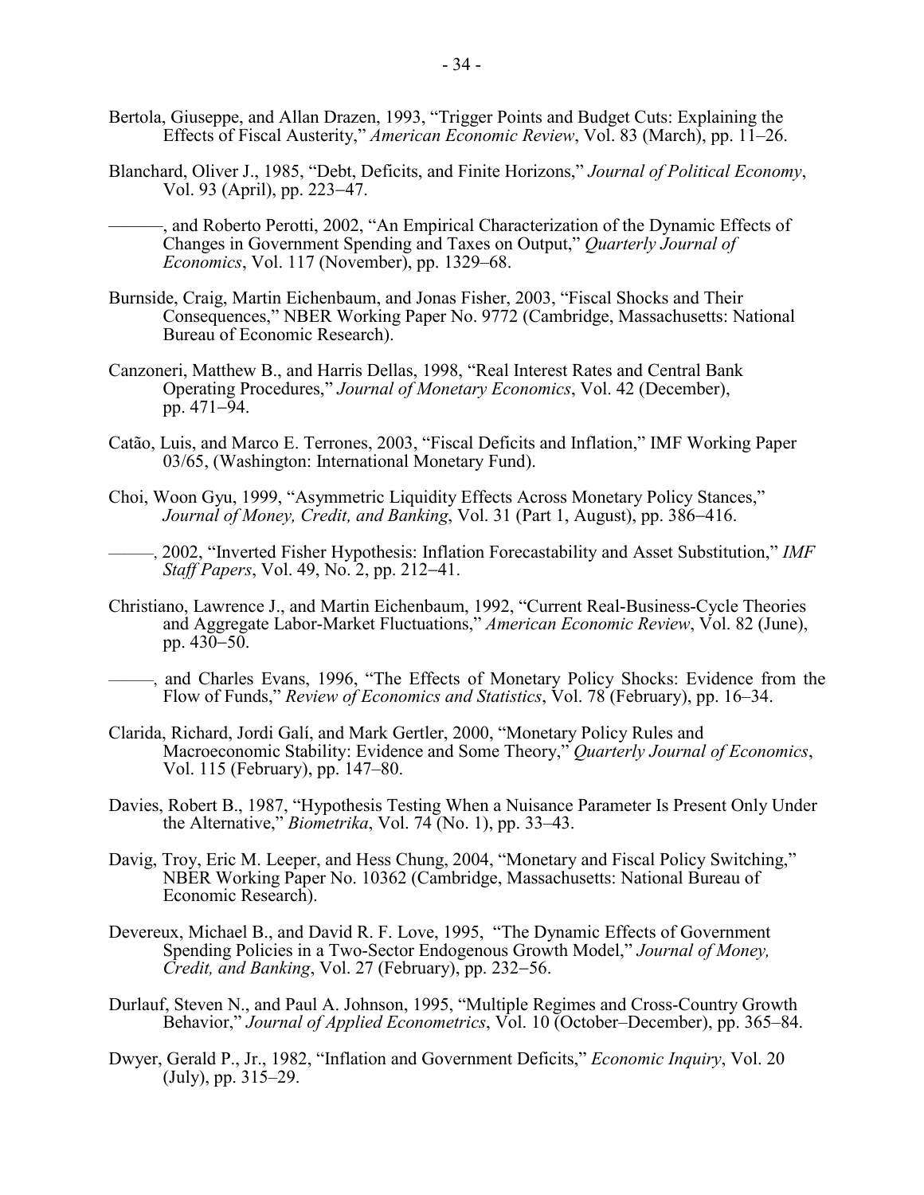Bertola, Giuseppe, and Allan Drazen, 1993, "Trigger Points and Budget Cuts: Explaining the Effects of Fiscal Austerity," *American Economic Review*, Vol. 83 (March), pp. 11–26.

Blanchard, Oliver J., 1985, "Debt, Deficits, and Finite Horizons," *Journal of Political Economy*, Vol. 93 (April), pp. 223–47.

———, and Roberto Perotti, 2002, "An Empirical Characterization of the Dynamic Effects of Changes in Government Spending and Taxes on Output," *Quarterly Journal of Economics*, Vol. 117 (November), pp. 1329–68.

Burnside, Craig, Martin Eichenbaum, and Jonas Fisher, 2003, "Fiscal Shocks and Their Consequences," NBER Working Paper No. 9772 (Cambridge, Massachusetts: National Bureau of Economic Research).

Canzoneri, Matthew B., and Harris Dellas, 1998, "Real Interest Rates and Central Bank Operating Procedures," *Journal of Monetary Economics*, Vol. 42 (December), pp. 471–94.

Catão, Luis, and Marco E. Terrones, 2003, "Fiscal Deficits and Inflation," IMF Working Paper 03/65, (Washington: International Monetary Fund).

Choi, Woon Gyu, 1999, "Asymmetric Liquidity Effects Across Monetary Policy Stances," *Journal of Money, Credit, and Banking*, Vol. 31 (Part 1, August), pp. 386–416.

———, 2002, "Inverted Fisher Hypothesis: Inflation Forecastability and Asset Substitution," *IMF Staff Papers*, Vol. 49, No. 2, pp. 212–41.

Christiano, Lawrence J., and Martin Eichenbaum, 1992, "Current Real-Business-Cycle Theories and Aggregate Labor-Market Fluctuations," *American Economic Review*, Vol. 82 (June), pp. 430–50.

———, and Charles Evans, 1996, "The Effects of Monetary Policy Shocks: Evidence from the Flow of Funds," *Review of Economics and Statistics*, Vol. 78 (February), pp. 16–34.

Clarida, Richard, Jordi Galí, and Mark Gertler, 2000, "Monetary Policy Rules and Macroeconomic Stability: Evidence and Some Theory," *Quarterly Journal of Economics*, Vol. 115 (February), pp. 147–80.

Davies, Robert B., 1987, "Hypothesis Testing When a Nuisance Parameter Is Present Only Under the Alternative," *Biometrika*, Vol. 74 (No. 1), pp. 33–43.

Davig, Troy, Eric M. Leeper, and Hess Chung, 2004, "Monetary and Fiscal Policy Switching," NBER Working Paper No. 10362 (Cambridge, Massachusetts: National Bureau of Economic Research).

Devereux, Michael B., and David R. F. Love, 1995, "The Dynamic Effects of Government Spending Policies in a Two-Sector Endogenous Growth Model," *Journal of Money, Credit, and Banking*, Vol. 27 (February), pp. 232–56.

Durlauf, Steven N., and Paul A. Johnson, 1995, "Multiple Regimes and Cross-Country Growth Behavior," *Journal of Applied Econometrics*, Vol. 10 (October–December), pp. 365–84.

Dwyer, Gerald P., Jr., 1982, "Inflation and Government Deficits," *Economic Inquiry*, Vol. 20 (July), pp. 315–29.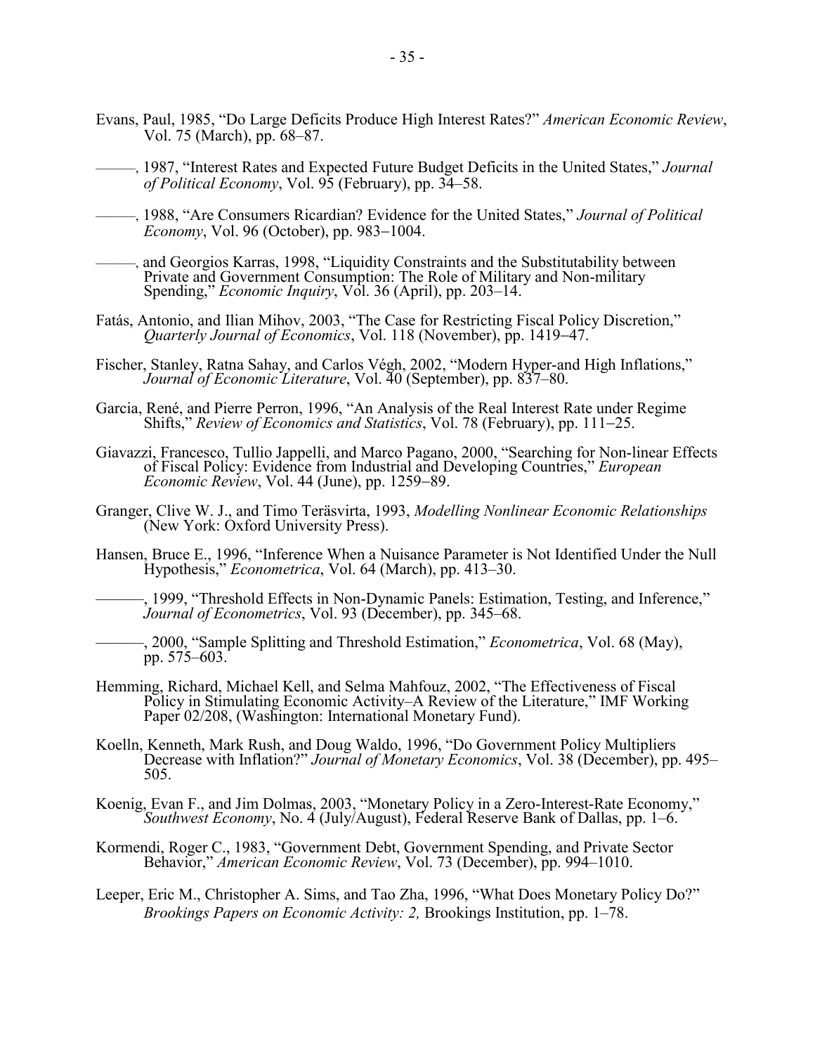Evans, Paul, 1985, "Do Large Deficits Produce High Interest Rates?" *American Economic Review*, Vol. 75 (March), pp. 68–87.

———, 1987, "Interest Rates and Expected Future Budget Deficits in the United States," *Journal of Political Economy*, Vol. 95 (February), pp. 34–58.

———, 1988, "Are Consumers Ricardian? Evidence for the United States," *Journal of Political Economy*, Vol. 96 (October), pp. 983–1004.

———, and Georgios Karras, 1998, "Liquidity Constraints and the Substitutability between Private and Government Consumption: The Role of Military and Non-military Spending," *Economic Inquiry*, Vol. 36 (April), pp. 203–14.

Fatás, Antonio, and Ilian Mihov, 2003, "The Case for Restricting Fiscal Policy Discretion," *Quarterly Journal of Economics*, Vol. 118 (November), pp. 1419–47.

Fischer, Stanley, Ratna Sahay, and Carlos Végh, 2002, "Modern Hyper-and High Inflations," *Journal of Economic Literature*, Vol. 40 (September), pp. 837–80.

Garcia, René, and Pierre Perron, 1996, "An Analysis of the Real Interest Rate under Regime Shifts," *Review of Economics and Statistics*, Vol. 78 (February), pp. 111–25.

Giavazzi, Francesco, Tullio Jappelli, and Marco Pagano, 2000, "Searching for Non-linear Effects of Fiscal Policy: Evidence from Industrial and Developing Countries," *European Economic Review*, Vol. 44 (June), pp. 1259–89.

Granger, Clive W. J., and Timo Teräsvirta, 1993, *Modelling Nonlinear Economic Relationships* (New York: Oxford University Press).

Hansen, Bruce E., 1996, "Inference When a Nuisance Parameter is Not Identified Under the Null Hypothesis," *Econometrica*, Vol. 64 (March), pp. 413–30.

———, 1999, "Threshold Effects in Non-Dynamic Panels: Estimation, Testing, and Inference," *Journal of Econometrics*, Vol. 93 (December), pp. 345–68.

———, 2000, "Sample Splitting and Threshold Estimation," *Econometrica*, Vol. 68 (May), pp. 575–603.

Hemming, Richard, Michael Kell, and Selma Mahfouz, 2002, "The Effectiveness of Fiscal Policy in Stimulating Economic Activity–A Review of the Literature," IMF Working Paper 02/208, (Washington: International Monetary Fund).

Koelln, Kenneth, Mark Rush, and Doug Waldo, 1996, "Do Government Policy Multipliers Decrease with Inflation?" *Journal of Monetary Economics*, Vol. 38 (December), pp. 495–505.

Koenig, Evan F., and Jim Dolmas, 2003, "Monetary Policy in a Zero-Interest-Rate Economy," *Southwest Economy*, No. 4 (July/August), Federal Reserve Bank of Dallas, pp. 1–6.

Kormendi, Roger C., 1983, "Government Debt, Government Spending, and Private Sector Behavior," *American Economic Review*, Vol. 73 (December), pp. 994–1010.

Leeper, Eric M., Christopher A. Sims, and Tao Zha, 1996, "What Does Monetary Policy Do?" *Brookings Papers on Economic Activity: 2,* Brookings Institution, pp. 1–78.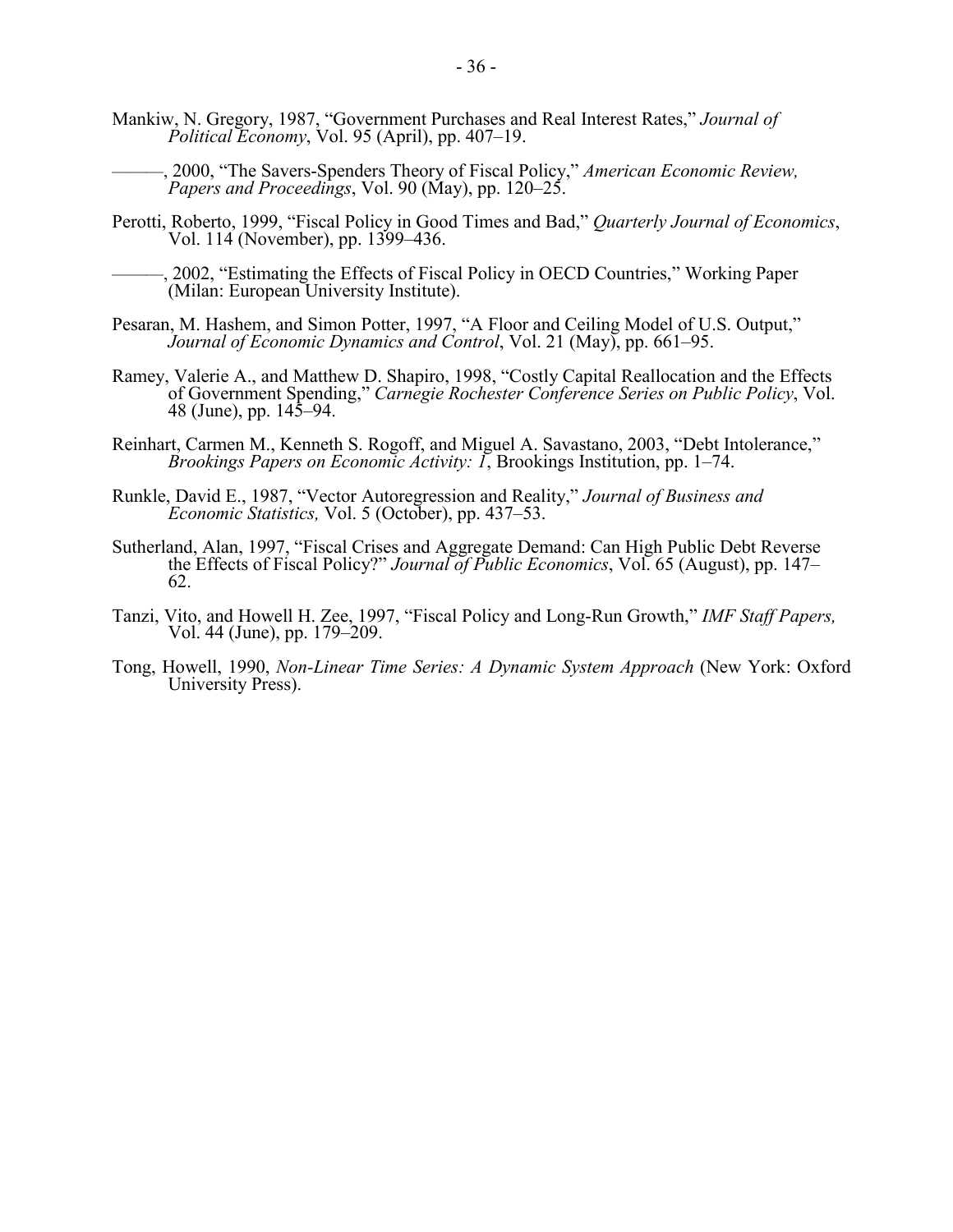Mankiw, N. Gregory, 1987, "Government Purchases and Real Interest Rates," *Journal of Political Economy*, Vol. 95 (April), pp. 407–19.

———, 2000, "The Savers-Spenders Theory of Fiscal Policy," *American Economic Review, Papers and Proceedings*, Vol. 90 (May), pp. 120–25.

Perotti, Roberto, 1999, "Fiscal Policy in Good Times and Bad," *Quarterly Journal of Economics*, Vol. 114 (November), pp. 1399–436.

———, 2002, "Estimating the Effects of Fiscal Policy in OECD Countries," Working Paper (Milan: European University Institute).

Pesaran, M. Hashem, and Simon Potter, 1997, "A Floor and Ceiling Model of U.S. Output," *Journal of Economic Dynamics and Control*, Vol. 21 (May), pp. 661–95.

Ramey, Valerie A., and Matthew D. Shapiro, 1998, "Costly Capital Reallocation and the Effects of Government Spending," *Carnegie Rochester Conference Series on Public Policy*, Vol. 48 (June), pp. 145–94.

Reinhart, Carmen M., Kenneth S. Rogoff, and Miguel A. Savastano, 2003, "Debt Intolerance," *Brookings Papers on Economic Activity: 1*, Brookings Institution, pp. 1–74.

Runkle, David E., 1987, "Vector Autoregression and Reality," *Journal of Business and Economic Statistics,* Vol. 5 (October), pp. 437–53.

Sutherland, Alan, 1997, "Fiscal Crises and Aggregate Demand: Can High Public Debt Reverse the Effects of Fiscal Policy?" *Journal of Public Economics*, Vol. 65 (August), pp. 147–62.

Tanzi, Vito, and Howell H. Zee, 1997, "Fiscal Policy and Long-Run Growth," *IMF Staff Papers,* Vol. 44 (June), pp. 179–209.

Tong, Howell, 1990, *Non-Linear Time Series: A Dynamic System Approach* (New York: Oxford University Press).